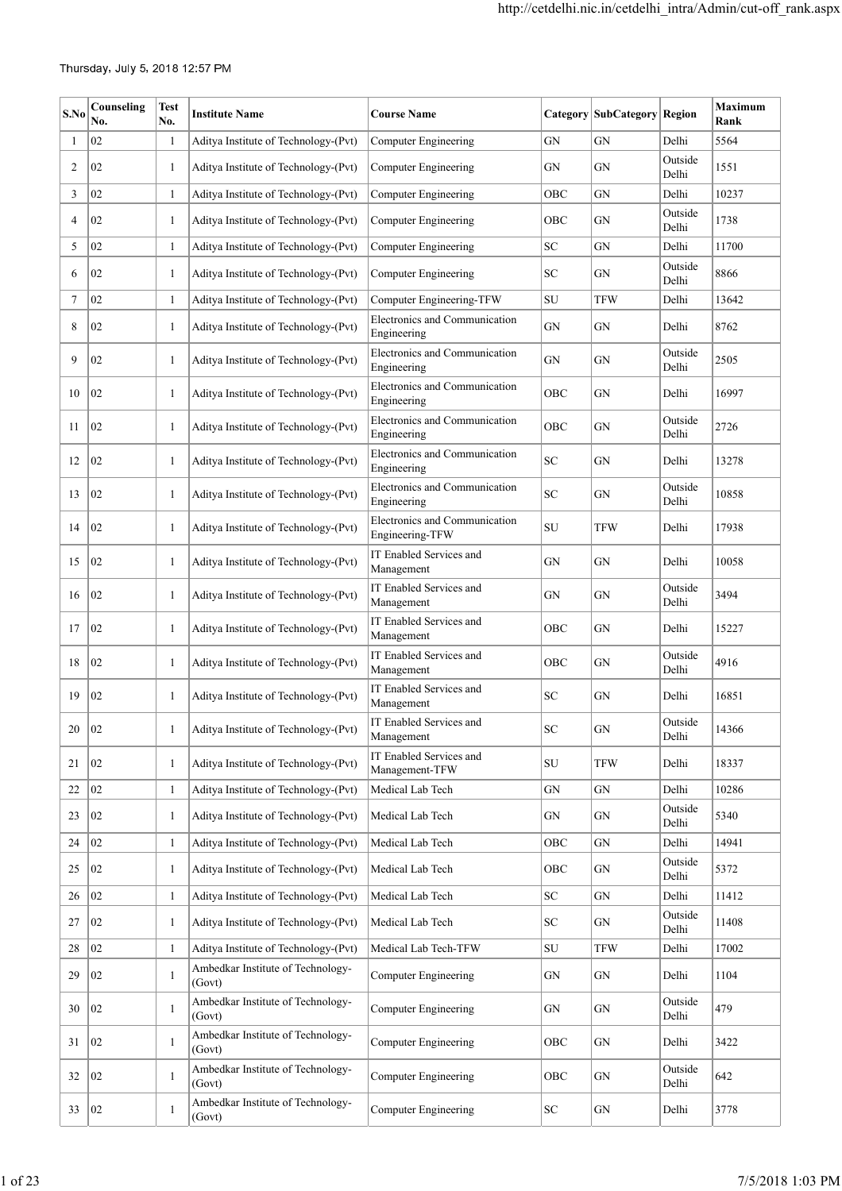Thursday, July 5, 2018 12:57 PM

| S.No | Counseling No. | Test No. | Institute Name | Course Name | Category | SubCategory | Region | Maximum Rank |
|---|---|---|---|---|---|---|---|---|
| 1 | 02 | 1 | Aditya Institute of Technology-(Pvt) | Computer Engineering | GN | GN | Delhi | 5564 |
| 2 | 02 | 1 | Aditya Institute of Technology-(Pvt) | Computer Engineering | GN | GN | Outside Delhi | 1551 |
| 3 | 02 | 1 | Aditya Institute of Technology-(Pvt) | Computer Engineering | OBC | GN | Delhi | 10237 |
| 4 | 02 | 1 | Aditya Institute of Technology-(Pvt) | Computer Engineering | OBC | GN | Outside Delhi | 1738 |
| 5 | 02 | 1 | Aditya Institute of Technology-(Pvt) | Computer Engineering | SC | GN | Delhi | 11700 |
| 6 | 02 | 1 | Aditya Institute of Technology-(Pvt) | Computer Engineering | SC | GN | Outside Delhi | 8866 |
| 7 | 02 | 1 | Aditya Institute of Technology-(Pvt) | Computer Engineering-TFW | SU | TFW | Delhi | 13642 |
| 8 | 02 | 1 | Aditya Institute of Technology-(Pvt) | Electronics and Communication Engineering | GN | GN | Delhi | 8762 |
| 9 | 02 | 1 | Aditya Institute of Technology-(Pvt) | Electronics and Communication Engineering | GN | GN | Outside Delhi | 2505 |
| 10 | 02 | 1 | Aditya Institute of Technology-(Pvt) | Electronics and Communication Engineering | OBC | GN | Delhi | 16997 |
| 11 | 02 | 1 | Aditya Institute of Technology-(Pvt) | Electronics and Communication Engineering | OBC | GN | Outside Delhi | 2726 |
| 12 | 02 | 1 | Aditya Institute of Technology-(Pvt) | Electronics and Communication Engineering | SC | GN | Delhi | 13278 |
| 13 | 02 | 1 | Aditya Institute of Technology-(Pvt) | Electronics and Communication Engineering | SC | GN | Outside Delhi | 10858 |
| 14 | 02 | 1 | Aditya Institute of Technology-(Pvt) | Electronics and Communication Engineering-TFW | SU | TFW | Delhi | 17938 |
| 15 | 02 | 1 | Aditya Institute of Technology-(Pvt) | IT Enabled Services and Management | GN | GN | Delhi | 10058 |
| 16 | 02 | 1 | Aditya Institute of Technology-(Pvt) | IT Enabled Services and Management | GN | GN | Outside Delhi | 3494 |
| 17 | 02 | 1 | Aditya Institute of Technology-(Pvt) | IT Enabled Services and Management | OBC | GN | Delhi | 15227 |
| 18 | 02 | 1 | Aditya Institute of Technology-(Pvt) | IT Enabled Services and Management | OBC | GN | Outside Delhi | 4916 |
| 19 | 02 | 1 | Aditya Institute of Technology-(Pvt) | IT Enabled Services and Management | SC | GN | Delhi | 16851 |
| 20 | 02 | 1 | Aditya Institute of Technology-(Pvt) | IT Enabled Services and Management | SC | GN | Outside Delhi | 14366 |
| 21 | 02 | 1 | Aditya Institute of Technology-(Pvt) | IT Enabled Services and Management-TFW | SU | TFW | Delhi | 18337 |
| 22 | 02 | 1 | Aditya Institute of Technology-(Pvt) | Medical Lab Tech | GN | GN | Delhi | 10286 |
| 23 | 02 | 1 | Aditya Institute of Technology-(Pvt) | Medical Lab Tech | GN | GN | Outside Delhi | 5340 |
| 24 | 02 | 1 | Aditya Institute of Technology-(Pvt) | Medical Lab Tech | OBC | GN | Delhi | 14941 |
| 25 | 02 | 1 | Aditya Institute of Technology-(Pvt) | Medical Lab Tech | OBC | GN | Outside Delhi | 5372 |
| 26 | 02 | 1 | Aditya Institute of Technology-(Pvt) | Medical Lab Tech | SC | GN | Delhi | 11412 |
| 27 | 02 | 1 | Aditya Institute of Technology-(Pvt) | Medical Lab Tech | SC | GN | Outside Delhi | 11408 |
| 28 | 02 | 1 | Aditya Institute of Technology-(Pvt) | Medical Lab Tech-TFW | SU | TFW | Delhi | 17002 |
| 29 | 02 | 1 | Ambedkar Institute of Technology-(Govt) | Computer Engineering | GN | GN | Delhi | 1104 |
| 30 | 02 | 1 | Ambedkar Institute of Technology-(Govt) | Computer Engineering | GN | GN | Outside Delhi | 479 |
| 31 | 02 | 1 | Ambedkar Institute of Technology-(Govt) | Computer Engineering | OBC | GN | Delhi | 3422 |
| 32 | 02 | 1 | Ambedkar Institute of Technology-(Govt) | Computer Engineering | OBC | GN | Outside Delhi | 642 |
| 33 | 02 | 1 | Ambedkar Institute of Technology-(Govt) | Computer Engineering | SC | GN | Delhi | 3778 |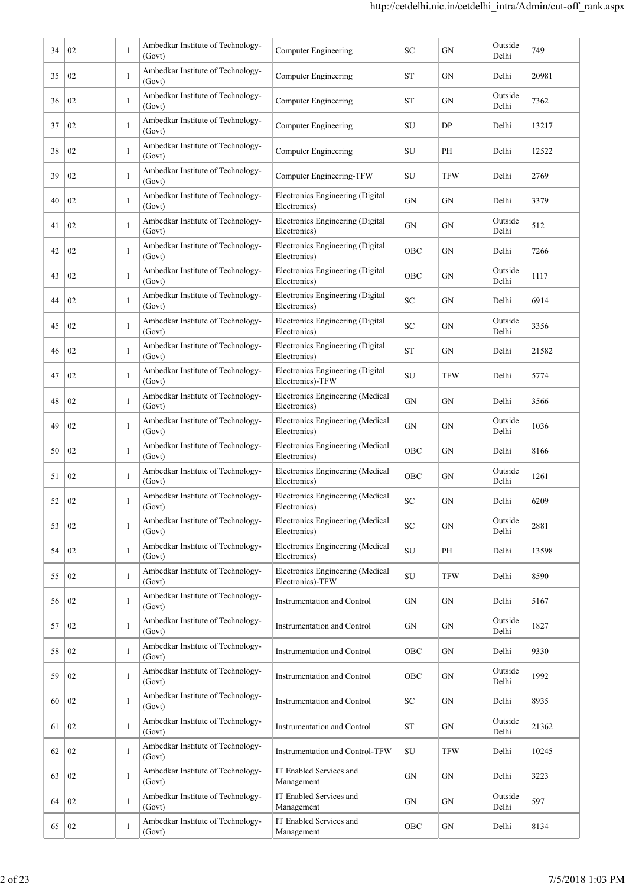| 34 | 02 | 1 | Ambedkar Institute of Technology-(Govt) | Computer Engineering | SC | GN | Outside Delhi | 749 |
|---|---|---|---|---|---|---|---|---|
| 35 | 02 | 1 | Ambedkar Institute of Technology-(Govt) | Computer Engineering | ST | GN | Delhi | 20981 |
| 36 | 02 | 1 | Ambedkar Institute of Technology-(Govt) | Computer Engineering | ST | GN | Outside Delhi | 7362 |
| 37 | 02 | 1 | Ambedkar Institute of Technology-(Govt) | Computer Engineering | SU | DP | Delhi | 13217 |
| 38 | 02 | 1 | Ambedkar Institute of Technology-(Govt) | Computer Engineering | SU | PH | Delhi | 12522 |
| 39 | 02 | 1 | Ambedkar Institute of Technology-(Govt) | Computer Engineering-TFW | SU | TFW | Delhi | 2769 |
| 40 | 02 | 1 | Ambedkar Institute of Technology-(Govt) | Electronics Engineering (Digital Electronics) | GN | GN | Delhi | 3379 |
| 41 | 02 | 1 | Ambedkar Institute of Technology-(Govt) | Electronics Engineering (Digital Electronics) | GN | GN | Outside Delhi | 512 |
| 42 | 02 | 1 | Ambedkar Institute of Technology-(Govt) | Electronics Engineering (Digital Electronics) | OBC | GN | Delhi | 7266 |
| 43 | 02 | 1 | Ambedkar Institute of Technology-(Govt) | Electronics Engineering (Digital Electronics) | OBC | GN | Outside Delhi | 1117 |
| 44 | 02 | 1 | Ambedkar Institute of Technology-(Govt) | Electronics Engineering (Digital Electronics) | SC | GN | Delhi | 6914 |
| 45 | 02 | 1 | Ambedkar Institute of Technology-(Govt) | Electronics Engineering (Digital Electronics) | SC | GN | Outside Delhi | 3356 |
| 46 | 02 | 1 | Ambedkar Institute of Technology-(Govt) | Electronics Engineering (Digital Electronics) | ST | GN | Delhi | 21582 |
| 47 | 02 | 1 | Ambedkar Institute of Technology-(Govt) | Electronics Engineering (Digital Electronics)-TFW | SU | TFW | Delhi | 5774 |
| 48 | 02 | 1 | Ambedkar Institute of Technology-(Govt) | Electronics Engineering (Medical Electronics) | GN | GN | Delhi | 3566 |
| 49 | 02 | 1 | Ambedkar Institute of Technology-(Govt) | Electronics Engineering (Medical Electronics) | GN | GN | Outside Delhi | 1036 |
| 50 | 02 | 1 | Ambedkar Institute of Technology-(Govt) | Electronics Engineering (Medical Electronics) | OBC | GN | Delhi | 8166 |
| 51 | 02 | 1 | Ambedkar Institute of Technology-(Govt) | Electronics Engineering (Medical Electronics) | OBC | GN | Outside Delhi | 1261 |
| 52 | 02 | 1 | Ambedkar Institute of Technology-(Govt) | Electronics Engineering (Medical Electronics) | SC | GN | Delhi | 6209 |
| 53 | 02 | 1 | Ambedkar Institute of Technology-(Govt) | Electronics Engineering (Medical Electronics) | SC | GN | Outside Delhi | 2881 |
| 54 | 02 | 1 | Ambedkar Institute of Technology-(Govt) | Electronics Engineering (Medical Electronics) | SU | PH | Delhi | 13598 |
| 55 | 02 | 1 | Ambedkar Institute of Technology-(Govt) | Electronics Engineering (Medical Electronics)-TFW | SU | TFW | Delhi | 8590 |
| 56 | 02 | 1 | Ambedkar Institute of Technology-(Govt) | Instrumentation and Control | GN | GN | Delhi | 5167 |
| 57 | 02 | 1 | Ambedkar Institute of Technology-(Govt) | Instrumentation and Control | GN | GN | Outside Delhi | 1827 |
| 58 | 02 | 1 | Ambedkar Institute of Technology-(Govt) | Instrumentation and Control | OBC | GN | Delhi | 9330 |
| 59 | 02 | 1 | Ambedkar Institute of Technology-(Govt) | Instrumentation and Control | OBC | GN | Outside Delhi | 1992 |
| 60 | 02 | 1 | Ambedkar Institute of Technology-(Govt) | Instrumentation and Control | SC | GN | Delhi | 8935 |
| 61 | 02 | 1 | Ambedkar Institute of Technology-(Govt) | Instrumentation and Control | ST | GN | Outside Delhi | 21362 |
| 62 | 02 | 1 | Ambedkar Institute of Technology-(Govt) | Instrumentation and Control-TFW | SU | TFW | Delhi | 10245 |
| 63 | 02 | 1 | Ambedkar Institute of Technology-(Govt) | IT Enabled Services and Management | GN | GN | Delhi | 3223 |
| 64 | 02 | 1 | Ambedkar Institute of Technology-(Govt) | IT Enabled Services and Management | GN | GN | Outside Delhi | 597 |
| 65 | 02 | 1 | Ambedkar Institute of Technology-(Govt) | IT Enabled Services and Management | OBC | GN | Delhi | 8134 |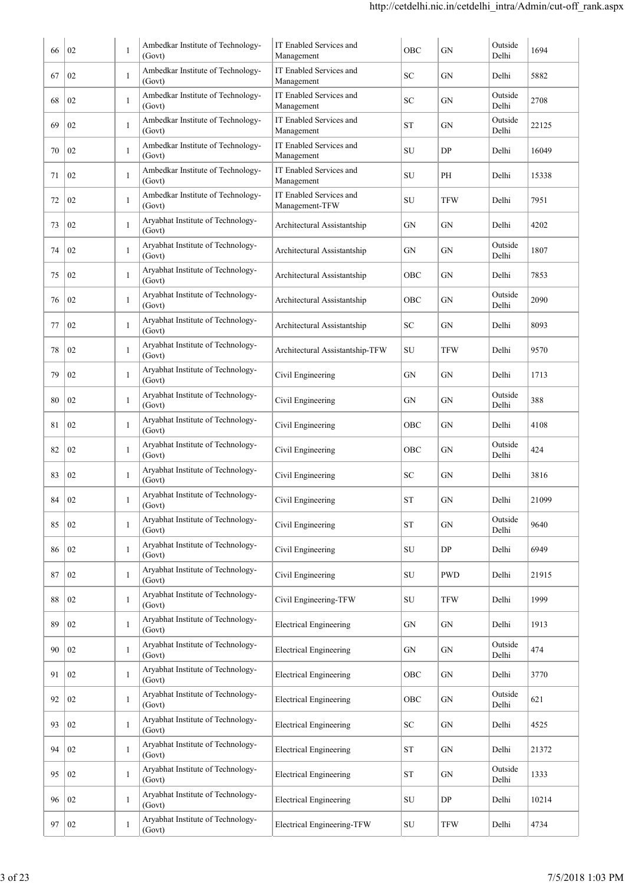| | | | | | | | | |
|---|---|---|---|---|---|---|---|---|
| 66 | 02 | 1 | Ambedkar Institute of Technology-(Govt) | IT Enabled Services and Management | OBC | GN | Outside Delhi | 1694 |
| 67 | 02 | 1 | Ambedkar Institute of Technology-(Govt) | IT Enabled Services and Management | SC | GN | Delhi | 5882 |
| 68 | 02 | 1 | Ambedkar Institute of Technology-(Govt) | IT Enabled Services and Management | SC | GN | Outside Delhi | 2708 |
| 69 | 02 | 1 | Ambedkar Institute of Technology-(Govt) | IT Enabled Services and Management | ST | GN | Outside Delhi | 22125 |
| 70 | 02 | 1 | Ambedkar Institute of Technology-(Govt) | IT Enabled Services and Management | SU | DP | Delhi | 16049 |
| 71 | 02 | 1 | Ambedkar Institute of Technology-(Govt) | IT Enabled Services and Management | SU | PH | Delhi | 15338 |
| 72 | 02 | 1 | Ambedkar Institute of Technology-(Govt) | IT Enabled Services and Management-TFW | SU | TFW | Delhi | 7951 |
| 73 | 02 | 1 | Aryabhat Institute of Technology-(Govt) | Architectural Assistantship | GN | GN | Delhi | 4202 |
| 74 | 02 | 1 | Aryabhat Institute of Technology-(Govt) | Architectural Assistantship | GN | GN | Outside Delhi | 1807 |
| 75 | 02 | 1 | Aryabhat Institute of Technology-(Govt) | Architectural Assistantship | OBC | GN | Delhi | 7853 |
| 76 | 02 | 1 | Aryabhat Institute of Technology-(Govt) | Architectural Assistantship | OBC | GN | Outside Delhi | 2090 |
| 77 | 02 | 1 | Aryabhat Institute of Technology-(Govt) | Architectural Assistantship | SC | GN | Delhi | 8093 |
| 78 | 02 | 1 | Aryabhat Institute of Technology-(Govt) | Architectural Assistantship-TFW | SU | TFW | Delhi | 9570 |
| 79 | 02 | 1 | Aryabhat Institute of Technology-(Govt) | Civil Engineering | GN | GN | Delhi | 1713 |
| 80 | 02 | 1 | Aryabhat Institute of Technology-(Govt) | Civil Engineering | GN | GN | Outside Delhi | 388 |
| 81 | 02 | 1 | Aryabhat Institute of Technology-(Govt) | Civil Engineering | OBC | GN | Delhi | 4108 |
| 82 | 02 | 1 | Aryabhat Institute of Technology-(Govt) | Civil Engineering | OBC | GN | Outside Delhi | 424 |
| 83 | 02 | 1 | Aryabhat Institute of Technology-(Govt) | Civil Engineering | SC | GN | Delhi | 3816 |
| 84 | 02 | 1 | Aryabhat Institute of Technology-(Govt) | Civil Engineering | ST | GN | Delhi | 21099 |
| 85 | 02 | 1 | Aryabhat Institute of Technology-(Govt) | Civil Engineering | ST | GN | Outside Delhi | 9640 |
| 86 | 02 | 1 | Aryabhat Institute of Technology-(Govt) | Civil Engineering | SU | DP | Delhi | 6949 |
| 87 | 02 | 1 | Aryabhat Institute of Technology-(Govt) | Civil Engineering | SU | PWD | Delhi | 21915 |
| 88 | 02 | 1 | Aryabhat Institute of Technology-(Govt) | Civil Engineering-TFW | SU | TFW | Delhi | 1999 |
| 89 | 02 | 1 | Aryabhat Institute of Technology-(Govt) | Electrical Engineering | GN | GN | Delhi | 1913 |
| 90 | 02 | 1 | Aryabhat Institute of Technology-(Govt) | Electrical Engineering | GN | GN | Outside Delhi | 474 |
| 91 | 02 | 1 | Aryabhat Institute of Technology-(Govt) | Electrical Engineering | OBC | GN | Delhi | 3770 |
| 92 | 02 | 1 | Aryabhat Institute of Technology-(Govt) | Electrical Engineering | OBC | GN | Outside Delhi | 621 |
| 93 | 02 | 1 | Aryabhat Institute of Technology-(Govt) | Electrical Engineering | SC | GN | Delhi | 4525 |
| 94 | 02 | 1 | Aryabhat Institute of Technology-(Govt) | Electrical Engineering | ST | GN | Delhi | 21372 |
| 95 | 02 | 1 | Aryabhat Institute of Technology-(Govt) | Electrical Engineering | ST | GN | Outside Delhi | 1333 |
| 96 | 02 | 1 | Aryabhat Institute of Technology-(Govt) | Electrical Engineering | SU | DP | Delhi | 10214 |
| 97 | 02 | 1 | Aryabhat Institute of Technology-(Govt) | Electrical Engineering-TFW | SU | TFW | Delhi | 4734 |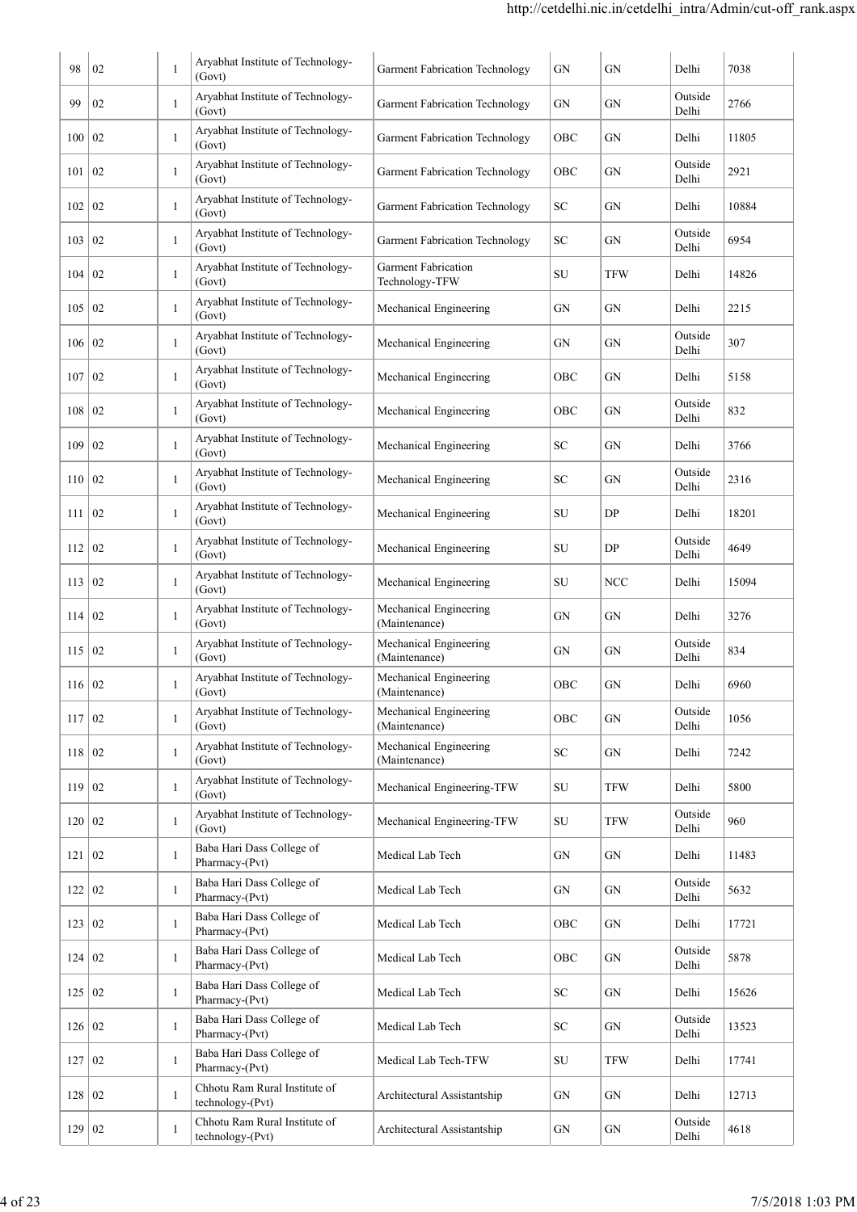| | | | | | | | | |
|---|---|---|---|---|---|---|---|---|
| 98 | 02 | 1 | Aryabhat Institute of Technology-(Govt) | Garment Fabrication Technology | GN | GN | Delhi | 7038 |
| 99 | 02 | 1 | Aryabhat Institute of Technology-(Govt) | Garment Fabrication Technology | GN | GN | Outside Delhi | 2766 |
| 100 | 02 | 1 | Aryabhat Institute of Technology-(Govt) | Garment Fabrication Technology | OBC | GN | Delhi | 11805 |
| 101 | 02 | 1 | Aryabhat Institute of Technology-(Govt) | Garment Fabrication Technology | OBC | GN | Outside Delhi | 2921 |
| 102 | 02 | 1 | Aryabhat Institute of Technology-(Govt) | Garment Fabrication Technology | SC | GN | Delhi | 10884 |
| 103 | 02 | 1 | Aryabhat Institute of Technology-(Govt) | Garment Fabrication Technology | SC | GN | Outside Delhi | 6954 |
| 104 | 02 | 1 | Aryabhat Institute of Technology-(Govt) | Garment Fabrication Technology-TFW | SU | TFW | Delhi | 14826 |
| 105 | 02 | 1 | Aryabhat Institute of Technology-(Govt) | Mechanical Engineering | GN | GN | Delhi | 2215 |
| 106 | 02 | 1 | Aryabhat Institute of Technology-(Govt) | Mechanical Engineering | GN | GN | Outside Delhi | 307 |
| 107 | 02 | 1 | Aryabhat Institute of Technology-(Govt) | Mechanical Engineering | OBC | GN | Delhi | 5158 |
| 108 | 02 | 1 | Aryabhat Institute of Technology-(Govt) | Mechanical Engineering | OBC | GN | Outside Delhi | 832 |
| 109 | 02 | 1 | Aryabhat Institute of Technology-(Govt) | Mechanical Engineering | SC | GN | Delhi | 3766 |
| 110 | 02 | 1 | Aryabhat Institute of Technology-(Govt) | Mechanical Engineering | SC | GN | Outside Delhi | 2316 |
| 111 | 02 | 1 | Aryabhat Institute of Technology-(Govt) | Mechanical Engineering | SU | DP | Delhi | 18201 |
| 112 | 02 | 1 | Aryabhat Institute of Technology-(Govt) | Mechanical Engineering | SU | DP | Outside Delhi | 4649 |
| 113 | 02 | 1 | Aryabhat Institute of Technology-(Govt) | Mechanical Engineering | SU | NCC | Delhi | 15094 |
| 114 | 02 | 1 | Aryabhat Institute of Technology-(Govt) | Mechanical Engineering (Maintenance) | GN | GN | Delhi | 3276 |
| 115 | 02 | 1 | Aryabhat Institute of Technology-(Govt) | Mechanical Engineering (Maintenance) | GN | GN | Outside Delhi | 834 |
| 116 | 02 | 1 | Aryabhat Institute of Technology-(Govt) | Mechanical Engineering (Maintenance) | OBC | GN | Delhi | 6960 |
| 117 | 02 | 1 | Aryabhat Institute of Technology-(Govt) | Mechanical Engineering (Maintenance) | OBC | GN | Outside Delhi | 1056 |
| 118 | 02 | 1 | Aryabhat Institute of Technology-(Govt) | Mechanical Engineering (Maintenance) | SC | GN | Delhi | 7242 |
| 119 | 02 | 1 | Aryabhat Institute of Technology-(Govt) | Mechanical Engineering-TFW | SU | TFW | Delhi | 5800 |
| 120 | 02 | 1 | Aryabhat Institute of Technology-(Govt) | Mechanical Engineering-TFW | SU | TFW | Outside Delhi | 960 |
| 121 | 02 | 1 | Baba Hari Dass College of Pharmacy-(Pvt) | Medical Lab Tech | GN | GN | Delhi | 11483 |
| 122 | 02 | 1 | Baba Hari Dass College of Pharmacy-(Pvt) | Medical Lab Tech | GN | GN | Outside Delhi | 5632 |
| 123 | 02 | 1 | Baba Hari Dass College of Pharmacy-(Pvt) | Medical Lab Tech | OBC | GN | Delhi | 17721 |
| 124 | 02 | 1 | Baba Hari Dass College of Pharmacy-(Pvt) | Medical Lab Tech | OBC | GN | Outside Delhi | 5878 |
| 125 | 02 | 1 | Baba Hari Dass College of Pharmacy-(Pvt) | Medical Lab Tech | SC | GN | Delhi | 15626 |
| 126 | 02 | 1 | Baba Hari Dass College of Pharmacy-(Pvt) | Medical Lab Tech | SC | GN | Outside Delhi | 13523 |
| 127 | 02 | 1 | Baba Hari Dass College of Pharmacy-(Pvt) | Medical Lab Tech-TFW | SU | TFW | Delhi | 17741 |
| 128 | 02 | 1 | Chhotu Ram Rural Institute of technology-(Pvt) | Architectural Assistantship | GN | GN | Delhi | 12713 |
| 129 | 02 | 1 | Chhotu Ram Rural Institute of technology-(Pvt) | Architectural Assistantship | GN | GN | Outside Delhi | 4618 |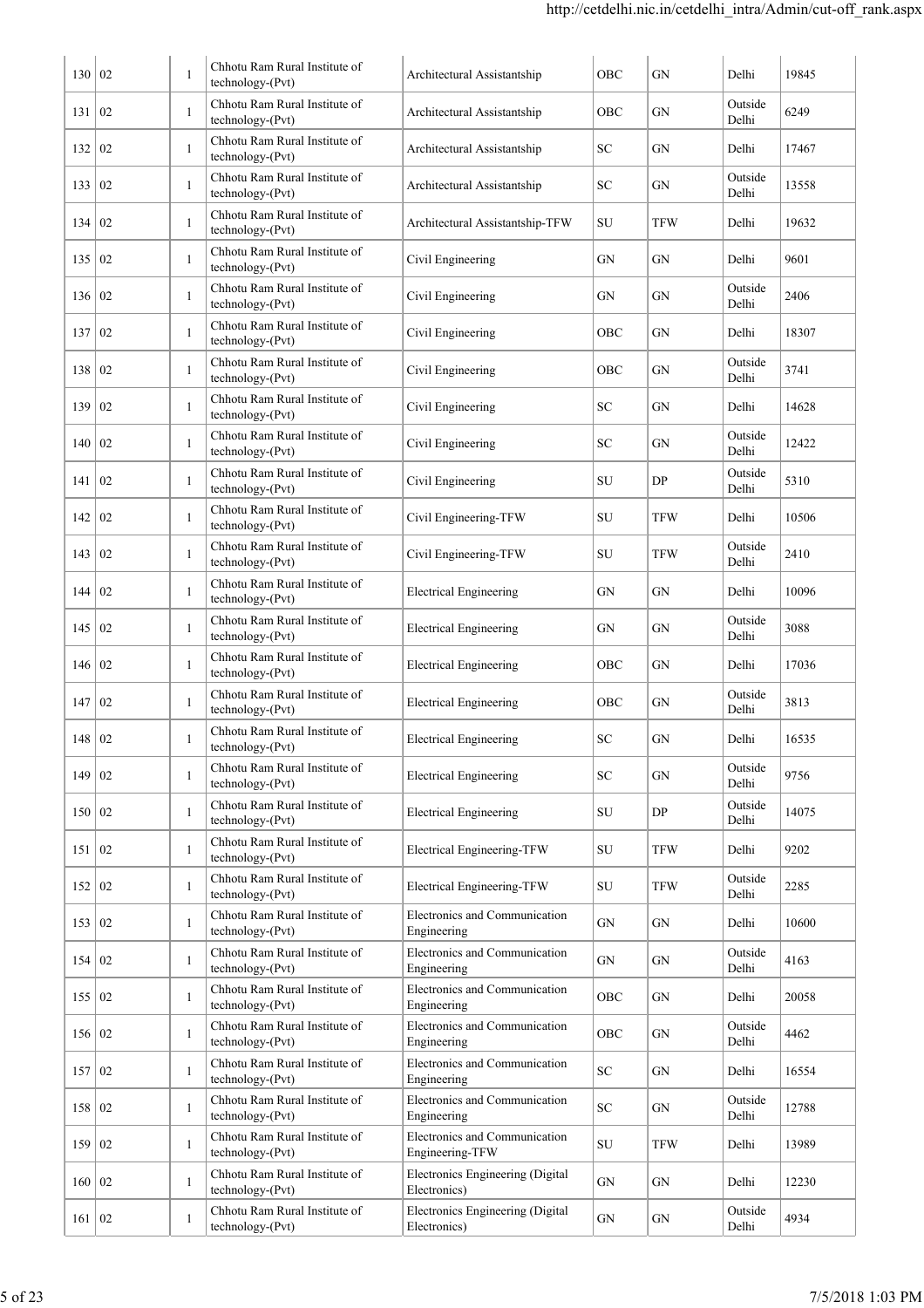| | | | | | | | | |
|---|---|---|---|---|---|---|---|---|
| 130 | 02 | 1 | Chhotu Ram Rural Institute of technology-(Pvt) | Architectural Assistantship | OBC | GN | Delhi | 19845 |
| 131 | 02 | 1 | Chhotu Ram Rural Institute of technology-(Pvt) | Architectural Assistantship | OBC | GN | Outside Delhi | 6249 |
| 132 | 02 | 1 | Chhotu Ram Rural Institute of technology-(Pvt) | Architectural Assistantship | SC | GN | Delhi | 17467 |
| 133 | 02 | 1 | Chhotu Ram Rural Institute of technology-(Pvt) | Architectural Assistantship | SC | GN | Outside Delhi | 13558 |
| 134 | 02 | 1 | Chhotu Ram Rural Institute of technology-(Pvt) | Architectural Assistantship-TFW | SU | TFW | Delhi | 19632 |
| 135 | 02 | 1 | Chhotu Ram Rural Institute of technology-(Pvt) | Civil Engineering | GN | GN | Delhi | 9601 |
| 136 | 02 | 1 | Chhotu Ram Rural Institute of technology-(Pvt) | Civil Engineering | GN | GN | Outside Delhi | 2406 |
| 137 | 02 | 1 | Chhotu Ram Rural Institute of technology-(Pvt) | Civil Engineering | OBC | GN | Delhi | 18307 |
| 138 | 02 | 1 | Chhotu Ram Rural Institute of technology-(Pvt) | Civil Engineering | OBC | GN | Outside Delhi | 3741 |
| 139 | 02 | 1 | Chhotu Ram Rural Institute of technology-(Pvt) | Civil Engineering | SC | GN | Delhi | 14628 |
| 140 | 02 | 1 | Chhotu Ram Rural Institute of technology-(Pvt) | Civil Engineering | SC | GN | Outside Delhi | 12422 |
| 141 | 02 | 1 | Chhotu Ram Rural Institute of technology-(Pvt) | Civil Engineering | SU | DP | Outside Delhi | 5310 |
| 142 | 02 | 1 | Chhotu Ram Rural Institute of technology-(Pvt) | Civil Engineering-TFW | SU | TFW | Delhi | 10506 |
| 143 | 02 | 1 | Chhotu Ram Rural Institute of technology-(Pvt) | Civil Engineering-TFW | SU | TFW | Outside Delhi | 2410 |
| 144 | 02 | 1 | Chhotu Ram Rural Institute of technology-(Pvt) | Electrical Engineering | GN | GN | Delhi | 10096 |
| 145 | 02 | 1 | Chhotu Ram Rural Institute of technology-(Pvt) | Electrical Engineering | GN | GN | Outside Delhi | 3088 |
| 146 | 02 | 1 | Chhotu Ram Rural Institute of technology-(Pvt) | Electrical Engineering | OBC | GN | Delhi | 17036 |
| 147 | 02 | 1 | Chhotu Ram Rural Institute of technology-(Pvt) | Electrical Engineering | OBC | GN | Outside Delhi | 3813 |
| 148 | 02 | 1 | Chhotu Ram Rural Institute of technology-(Pvt) | Electrical Engineering | SC | GN | Delhi | 16535 |
| 149 | 02 | 1 | Chhotu Ram Rural Institute of technology-(Pvt) | Electrical Engineering | SC | GN | Outside Delhi | 9756 |
| 150 | 02 | 1 | Chhotu Ram Rural Institute of technology-(Pvt) | Electrical Engineering | SU | DP | Outside Delhi | 14075 |
| 151 | 02 | 1 | Chhotu Ram Rural Institute of technology-(Pvt) | Electrical Engineering-TFW | SU | TFW | Delhi | 9202 |
| 152 | 02 | 1 | Chhotu Ram Rural Institute of technology-(Pvt) | Electrical Engineering-TFW | SU | TFW | Outside Delhi | 2285 |
| 153 | 02 | 1 | Chhotu Ram Rural Institute of technology-(Pvt) | Electronics and Communication Engineering | GN | GN | Delhi | 10600 |
| 154 | 02 | 1 | Chhotu Ram Rural Institute of technology-(Pvt) | Electronics and Communication Engineering | GN | GN | Outside Delhi | 4163 |
| 155 | 02 | 1 | Chhotu Ram Rural Institute of technology-(Pvt) | Electronics and Communication Engineering | OBC | GN | Delhi | 20058 |
| 156 | 02 | 1 | Chhotu Ram Rural Institute of technology-(Pvt) | Electronics and Communication Engineering | OBC | GN | Outside Delhi | 4462 |
| 157 | 02 | 1 | Chhotu Ram Rural Institute of technology-(Pvt) | Electronics and Communication Engineering | SC | GN | Delhi | 16554 |
| 158 | 02 | 1 | Chhotu Ram Rural Institute of technology-(Pvt) | Electronics and Communication Engineering | SC | GN | Outside Delhi | 12788 |
| 159 | 02 | 1 | Chhotu Ram Rural Institute of technology-(Pvt) | Electronics and Communication Engineering-TFW | SU | TFW | Delhi | 13989 |
| 160 | 02 | 1 | Chhotu Ram Rural Institute of technology-(Pvt) | Electronics Engineering (Digital Electronics) | GN | GN | Delhi | 12230 |
| 161 | 02 | 1 | Chhotu Ram Rural Institute of technology-(Pvt) | Electronics Engineering (Digital Electronics) | GN | GN | Outside Delhi | 4934 |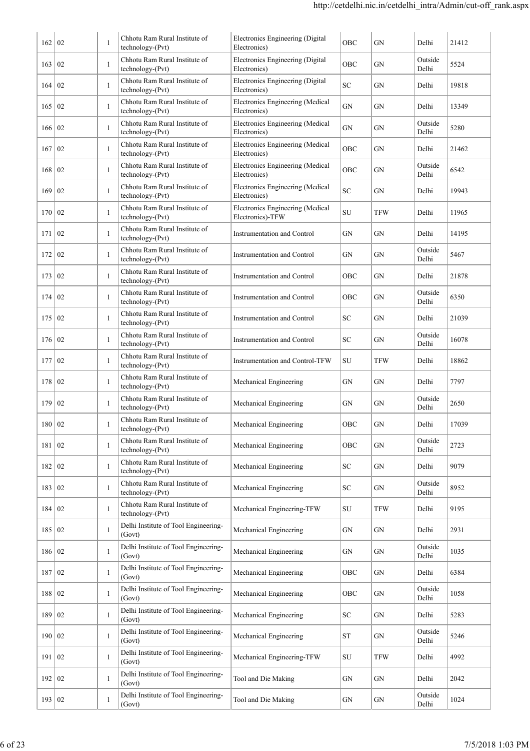| | | | | | | | | |
|---|---|---|---|---|---|---|---|---|
| 162 | 02 | 1 | Chhotu Ram Rural Institute of technology-(Pvt) | Electronics Engineering (Digital Electronics) | OBC | GN | Delhi | 21412 |
| 163 | 02 | 1 | Chhotu Ram Rural Institute of technology-(Pvt) | Electronics Engineering (Digital Electronics) | OBC | GN | Outside Delhi | 5524 |
| 164 | 02 | 1 | Chhotu Ram Rural Institute of technology-(Pvt) | Electronics Engineering (Digital Electronics) | SC | GN | Delhi | 19818 |
| 165 | 02 | 1 | Chhotu Ram Rural Institute of technology-(Pvt) | Electronics Engineering (Medical Electronics) | GN | GN | Delhi | 13349 |
| 166 | 02 | 1 | Chhotu Ram Rural Institute of technology-(Pvt) | Electronics Engineering (Medical Electronics) | GN | GN | Outside Delhi | 5280 |
| 167 | 02 | 1 | Chhotu Ram Rural Institute of technology-(Pvt) | Electronics Engineering (Medical Electronics) | OBC | GN | Delhi | 21462 |
| 168 | 02 | 1 | Chhotu Ram Rural Institute of technology-(Pvt) | Electronics Engineering (Medical Electronics) | OBC | GN | Outside Delhi | 6542 |
| 169 | 02 | 1 | Chhotu Ram Rural Institute of technology-(Pvt) | Electronics Engineering (Medical Electronics) | SC | GN | Delhi | 19943 |
| 170 | 02 | 1 | Chhotu Ram Rural Institute of technology-(Pvt) | Electronics Engineering (Medical Electronics)-TFW | SU | TFW | Delhi | 11965 |
| 171 | 02 | 1 | Chhotu Ram Rural Institute of technology-(Pvt) | Instrumentation and Control | GN | GN | Delhi | 14195 |
| 172 | 02 | 1 | Chhotu Ram Rural Institute of technology-(Pvt) | Instrumentation and Control | GN | GN | Outside Delhi | 5467 |
| 173 | 02 | 1 | Chhotu Ram Rural Institute of technology-(Pvt) | Instrumentation and Control | OBC | GN | Delhi | 21878 |
| 174 | 02 | 1 | Chhotu Ram Rural Institute of technology-(Pvt) | Instrumentation and Control | OBC | GN | Outside Delhi | 6350 |
| 175 | 02 | 1 | Chhotu Ram Rural Institute of technology-(Pvt) | Instrumentation and Control | SC | GN | Delhi | 21039 |
| 176 | 02 | 1 | Chhotu Ram Rural Institute of technology-(Pvt) | Instrumentation and Control | SC | GN | Outside Delhi | 16078 |
| 177 | 02 | 1 | Chhotu Ram Rural Institute of technology-(Pvt) | Instrumentation and Control-TFW | SU | TFW | Delhi | 18862 |
| 178 | 02 | 1 | Chhotu Ram Rural Institute of technology-(Pvt) | Mechanical Engineering | GN | GN | Delhi | 7797 |
| 179 | 02 | 1 | Chhotu Ram Rural Institute of technology-(Pvt) | Mechanical Engineering | GN | GN | Outside Delhi | 2650 |
| 180 | 02 | 1 | Chhotu Ram Rural Institute of technology-(Pvt) | Mechanical Engineering | OBC | GN | Delhi | 17039 |
| 181 | 02 | 1 | Chhotu Ram Rural Institute of technology-(Pvt) | Mechanical Engineering | OBC | GN | Outside Delhi | 2723 |
| 182 | 02 | 1 | Chhotu Ram Rural Institute of technology-(Pvt) | Mechanical Engineering | SC | GN | Delhi | 9079 |
| 183 | 02 | 1 | Chhotu Ram Rural Institute of technology-(Pvt) | Mechanical Engineering | SC | GN | Outside Delhi | 8952 |
| 184 | 02 | 1 | Chhotu Ram Rural Institute of technology-(Pvt) | Mechanical Engineering-TFW | SU | TFW | Delhi | 9195 |
| 185 | 02 | 1 | Delhi Institute of Tool Engineering-(Govt) | Mechanical Engineering | GN | GN | Delhi | 2931 |
| 186 | 02 | 1 | Delhi Institute of Tool Engineering-(Govt) | Mechanical Engineering | GN | GN | Outside Delhi | 1035 |
| 187 | 02 | 1 | Delhi Institute of Tool Engineering-(Govt) | Mechanical Engineering | OBC | GN | Delhi | 6384 |
| 188 | 02 | 1 | Delhi Institute of Tool Engineering-(Govt) | Mechanical Engineering | OBC | GN | Outside Delhi | 1058 |
| 189 | 02 | 1 | Delhi Institute of Tool Engineering-(Govt) | Mechanical Engineering | SC | GN | Delhi | 5283 |
| 190 | 02 | 1 | Delhi Institute of Tool Engineering-(Govt) | Mechanical Engineering | ST | GN | Outside Delhi | 5246 |
| 191 | 02 | 1 | Delhi Institute of Tool Engineering-(Govt) | Mechanical Engineering-TFW | SU | TFW | Delhi | 4992 |
| 192 | 02 | 1 | Delhi Institute of Tool Engineering-(Govt) | Tool and Die Making | GN | GN | Delhi | 2042 |
| 193 | 02 | 1 | Delhi Institute of Tool Engineering-(Govt) | Tool and Die Making | GN | GN | Outside Delhi | 1024 |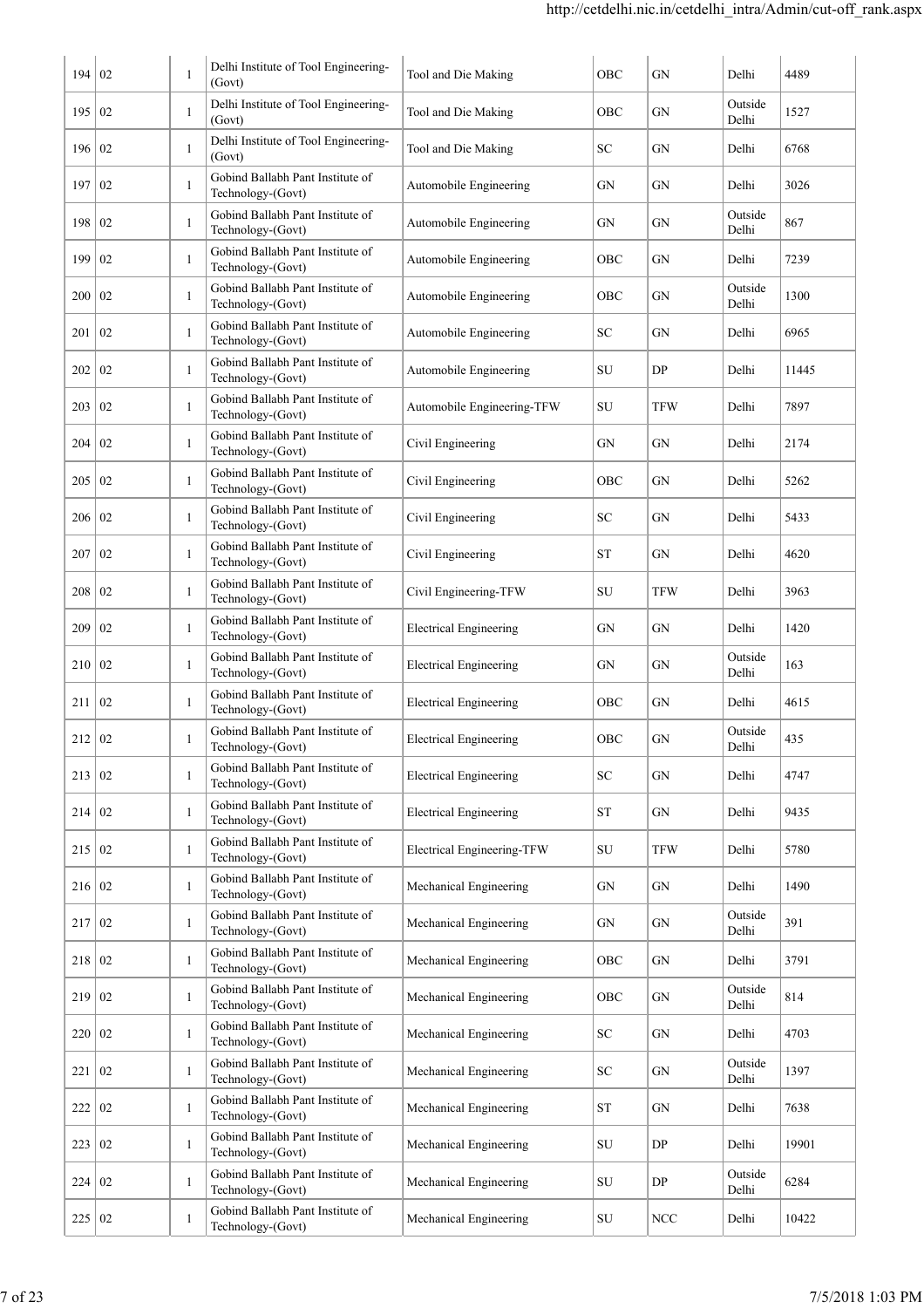| | | | | | | | | |
|---|---|---|---|---|---|---|---|---|
| 194 | 02 | 1 | Delhi Institute of Tool Engineering-(Govt) | Tool and Die Making | OBC | GN | Delhi | 4489 |
| 195 | 02 | 1 | Delhi Institute of Tool Engineering-(Govt) | Tool and Die Making | OBC | GN | Outside Delhi | 1527 |
| 196 | 02 | 1 | Delhi Institute of Tool Engineering-(Govt) | Tool and Die Making | SC | GN | Delhi | 6768 |
| 197 | 02 | 1 | Gobind Ballabh Pant Institute of Technology-(Govt) | Automobile Engineering | GN | GN | Delhi | 3026 |
| 198 | 02 | 1 | Gobind Ballabh Pant Institute of Technology-(Govt) | Automobile Engineering | GN | GN | Outside Delhi | 867 |
| 199 | 02 | 1 | Gobind Ballabh Pant Institute of Technology-(Govt) | Automobile Engineering | OBC | GN | Delhi | 7239 |
| 200 | 02 | 1 | Gobind Ballabh Pant Institute of Technology-(Govt) | Automobile Engineering | OBC | GN | Outside Delhi | 1300 |
| 201 | 02 | 1 | Gobind Ballabh Pant Institute of Technology-(Govt) | Automobile Engineering | SC | GN | Delhi | 6965 |
| 202 | 02 | 1 | Gobind Ballabh Pant Institute of Technology-(Govt) | Automobile Engineering | SU | DP | Delhi | 11445 |
| 203 | 02 | 1 | Gobind Ballabh Pant Institute of Technology-(Govt) | Automobile Engineering-TFW | SU | TFW | Delhi | 7897 |
| 204 | 02 | 1 | Gobind Ballabh Pant Institute of Technology-(Govt) | Civil Engineering | GN | GN | Delhi | 2174 |
| 205 | 02 | 1 | Gobind Ballabh Pant Institute of Technology-(Govt) | Civil Engineering | OBC | GN | Delhi | 5262 |
| 206 | 02 | 1 | Gobind Ballabh Pant Institute of Technology-(Govt) | Civil Engineering | SC | GN | Delhi | 5433 |
| 207 | 02 | 1 | Gobind Ballabh Pant Institute of Technology-(Govt) | Civil Engineering | ST | GN | Delhi | 4620 |
| 208 | 02 | 1 | Gobind Ballabh Pant Institute of Technology-(Govt) | Civil Engineering-TFW | SU | TFW | Delhi | 3963 |
| 209 | 02 | 1 | Gobind Ballabh Pant Institute of Technology-(Govt) | Electrical Engineering | GN | GN | Delhi | 1420 |
| 210 | 02 | 1 | Gobind Ballabh Pant Institute of Technology-(Govt) | Electrical Engineering | GN | GN | Outside Delhi | 163 |
| 211 | 02 | 1 | Gobind Ballabh Pant Institute of Technology-(Govt) | Electrical Engineering | OBC | GN | Delhi | 4615 |
| 212 | 02 | 1 | Gobind Ballabh Pant Institute of Technology-(Govt) | Electrical Engineering | OBC | GN | Outside Delhi | 435 |
| 213 | 02 | 1 | Gobind Ballabh Pant Institute of Technology-(Govt) | Electrical Engineering | SC | GN | Delhi | 4747 |
| 214 | 02 | 1 | Gobind Ballabh Pant Institute of Technology-(Govt) | Electrical Engineering | ST | GN | Delhi | 9435 |
| 215 | 02 | 1 | Gobind Ballabh Pant Institute of Technology-(Govt) | Electrical Engineering-TFW | SU | TFW | Delhi | 5780 |
| 216 | 02 | 1 | Gobind Ballabh Pant Institute of Technology-(Govt) | Mechanical Engineering | GN | GN | Delhi | 1490 |
| 217 | 02 | 1 | Gobind Ballabh Pant Institute of Technology-(Govt) | Mechanical Engineering | GN | GN | Outside Delhi | 391 |
| 218 | 02 | 1 | Gobind Ballabh Pant Institute of Technology-(Govt) | Mechanical Engineering | OBC | GN | Delhi | 3791 |
| 219 | 02 | 1 | Gobind Ballabh Pant Institute of Technology-(Govt) | Mechanical Engineering | OBC | GN | Outside Delhi | 814 |
| 220 | 02 | 1 | Gobind Ballabh Pant Institute of Technology-(Govt) | Mechanical Engineering | SC | GN | Delhi | 4703 |
| 221 | 02 | 1 | Gobind Ballabh Pant Institute of Technology-(Govt) | Mechanical Engineering | SC | GN | Outside Delhi | 1397 |
| 222 | 02 | 1 | Gobind Ballabh Pant Institute of Technology-(Govt) | Mechanical Engineering | ST | GN | Delhi | 7638 |
| 223 | 02 | 1 | Gobind Ballabh Pant Institute of Technology-(Govt) | Mechanical Engineering | SU | DP | Delhi | 19901 |
| 224 | 02 | 1 | Gobind Ballabh Pant Institute of Technology-(Govt) | Mechanical Engineering | SU | DP | Outside Delhi | 6284 |
| 225 | 02 | 1 | Gobind Ballabh Pant Institute of Technology-(Govt) | Mechanical Engineering | SU | NCC | Delhi | 10422 |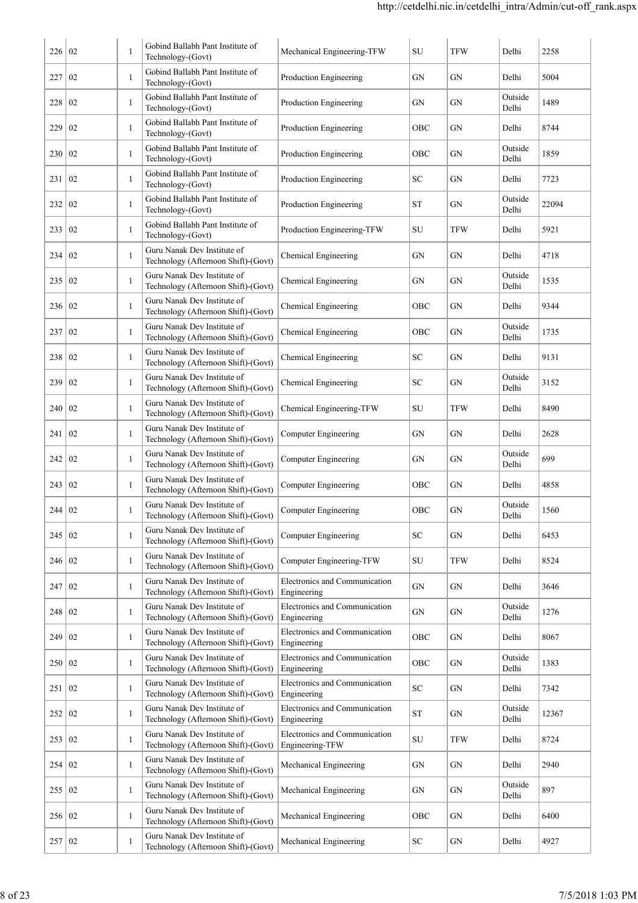| | | | | | | | | |
|---|---|---|---|---|---|---|---|---|
| 226 | 02 | 1 | Gobind Ballabh Pant Institute of Technology-(Govt) | Mechanical Engineering-TFW | SU | TFW | Delhi | 2258 |
| 227 | 02 | 1 | Gobind Ballabh Pant Institute of Technology-(Govt) | Production Engineering | GN | GN | Delhi | 5004 |
| 228 | 02 | 1 | Gobind Ballabh Pant Institute of Technology-(Govt) | Production Engineering | GN | GN | Outside Delhi | 1489 |
| 229 | 02 | 1 | Gobind Ballabh Pant Institute of Technology-(Govt) | Production Engineering | OBC | GN | Delhi | 8744 |
| 230 | 02 | 1 | Gobind Ballabh Pant Institute of Technology-(Govt) | Production Engineering | OBC | GN | Outside Delhi | 1859 |
| 231 | 02 | 1 | Gobind Ballabh Pant Institute of Technology-(Govt) | Production Engineering | SC | GN | Delhi | 7723 |
| 232 | 02 | 1 | Gobind Ballabh Pant Institute of Technology-(Govt) | Production Engineering | ST | GN | Outside Delhi | 22094 |
| 233 | 02 | 1 | Gobind Ballabh Pant Institute of Technology-(Govt) | Production Engineering-TFW | SU | TFW | Delhi | 5921 |
| 234 | 02 | 1 | Guru Nanak Dev Institute of Technology (Afternoon Shift)-(Govt) | Chemical Engineering | GN | GN | Delhi | 4718 |
| 235 | 02 | 1 | Guru Nanak Dev Institute of Technology (Afternoon Shift)-(Govt) | Chemical Engineering | GN | GN | Outside Delhi | 1535 |
| 236 | 02 | 1 | Guru Nanak Dev Institute of Technology (Afternoon Shift)-(Govt) | Chemical Engineering | OBC | GN | Delhi | 9344 |
| 237 | 02 | 1 | Guru Nanak Dev Institute of Technology (Afternoon Shift)-(Govt) | Chemical Engineering | OBC | GN | Outside Delhi | 1735 |
| 238 | 02 | 1 | Guru Nanak Dev Institute of Technology (Afternoon Shift)-(Govt) | Chemical Engineering | SC | GN | Delhi | 9131 |
| 239 | 02 | 1 | Guru Nanak Dev Institute of Technology (Afternoon Shift)-(Govt) | Chemical Engineering | SC | GN | Outside Delhi | 3152 |
| 240 | 02 | 1 | Guru Nanak Dev Institute of Technology (Afternoon Shift)-(Govt) | Chemical Engineering-TFW | SU | TFW | Delhi | 8490 |
| 241 | 02 | 1 | Guru Nanak Dev Institute of Technology (Afternoon Shift)-(Govt) | Computer Engineering | GN | GN | Delhi | 2628 |
| 242 | 02 | 1 | Guru Nanak Dev Institute of Technology (Afternoon Shift)-(Govt) | Computer Engineering | GN | GN | Outside Delhi | 699 |
| 243 | 02 | 1 | Guru Nanak Dev Institute of Technology (Afternoon Shift)-(Govt) | Computer Engineering | OBC | GN | Delhi | 4858 |
| 244 | 02 | 1 | Guru Nanak Dev Institute of Technology (Afternoon Shift)-(Govt) | Computer Engineering | OBC | GN | Outside Delhi | 1560 |
| 245 | 02 | 1 | Guru Nanak Dev Institute of Technology (Afternoon Shift)-(Govt) | Computer Engineering | SC | GN | Delhi | 6453 |
| 246 | 02 | 1 | Guru Nanak Dev Institute of Technology (Afternoon Shift)-(Govt) | Computer Engineering-TFW | SU | TFW | Delhi | 8524 |
| 247 | 02 | 1 | Guru Nanak Dev Institute of Technology (Afternoon Shift)-(Govt) | Electronics and Communication Engineering | GN | GN | Delhi | 3646 |
| 248 | 02 | 1 | Guru Nanak Dev Institute of Technology (Afternoon Shift)-(Govt) | Electronics and Communication Engineering | GN | GN | Outside Delhi | 1276 |
| 249 | 02 | 1 | Guru Nanak Dev Institute of Technology (Afternoon Shift)-(Govt) | Electronics and Communication Engineering | OBC | GN | Delhi | 8067 |
| 250 | 02 | 1 | Guru Nanak Dev Institute of Technology (Afternoon Shift)-(Govt) | Electronics and Communication Engineering | OBC | GN | Outside Delhi | 1383 |
| 251 | 02 | 1 | Guru Nanak Dev Institute of Technology (Afternoon Shift)-(Govt) | Electronics and Communication Engineering | SC | GN | Delhi | 7342 |
| 252 | 02 | 1 | Guru Nanak Dev Institute of Technology (Afternoon Shift)-(Govt) | Electronics and Communication Engineering | ST | GN | Outside Delhi | 12367 |
| 253 | 02 | 1 | Guru Nanak Dev Institute of Technology (Afternoon Shift)-(Govt) | Electronics and Communication Engineering-TFW | SU | TFW | Delhi | 8724 |
| 254 | 02 | 1 | Guru Nanak Dev Institute of Technology (Afternoon Shift)-(Govt) | Mechanical Engineering | GN | GN | Delhi | 2940 |
| 255 | 02 | 1 | Guru Nanak Dev Institute of Technology (Afternoon Shift)-(Govt) | Mechanical Engineering | GN | GN | Outside Delhi | 897 |
| 256 | 02 | 1 | Guru Nanak Dev Institute of Technology (Afternoon Shift)-(Govt) | Mechanical Engineering | OBC | GN | Delhi | 6400 |
| 257 | 02 | 1 | Guru Nanak Dev Institute of Technology (Afternoon Shift)-(Govt) | Mechanical Engineering | SC | GN | Delhi | 4927 |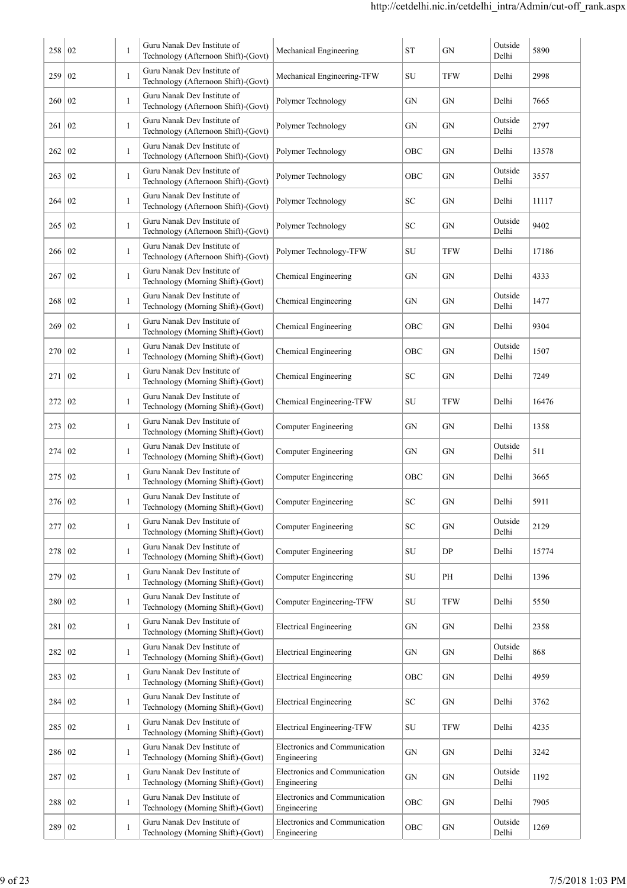| | | | | | | | | |
|---|---|---|---|---|---|---|---|---|
| 258 | 02 | 1 | Guru Nanak Dev Institute of Technology (Afternoon Shift)-(Govt) | Mechanical Engineering | ST | GN | Outside Delhi | 5890 |
| 259 | 02 | 1 | Guru Nanak Dev Institute of Technology (Afternoon Shift)-(Govt) | Mechanical Engineering-TFW | SU | TFW | Delhi | 2998 |
| 260 | 02 | 1 | Guru Nanak Dev Institute of Technology (Afternoon Shift)-(Govt) | Polymer Technology | GN | GN | Delhi | 7665 |
| 261 | 02 | 1 | Guru Nanak Dev Institute of Technology (Afternoon Shift)-(Govt) | Polymer Technology | GN | GN | Outside Delhi | 2797 |
| 262 | 02 | 1 | Guru Nanak Dev Institute of Technology (Afternoon Shift)-(Govt) | Polymer Technology | OBC | GN | Delhi | 13578 |
| 263 | 02 | 1 | Guru Nanak Dev Institute of Technology (Afternoon Shift)-(Govt) | Polymer Technology | OBC | GN | Outside Delhi | 3557 |
| 264 | 02 | 1 | Guru Nanak Dev Institute of Technology (Afternoon Shift)-(Govt) | Polymer Technology | SC | GN | Delhi | 11117 |
| 265 | 02 | 1 | Guru Nanak Dev Institute of Technology (Afternoon Shift)-(Govt) | Polymer Technology | SC | GN | Outside Delhi | 9402 |
| 266 | 02 | 1 | Guru Nanak Dev Institute of Technology (Afternoon Shift)-(Govt) | Polymer Technology-TFW | SU | TFW | Delhi | 17186 |
| 267 | 02 | 1 | Guru Nanak Dev Institute of Technology (Morning Shift)-(Govt) | Chemical Engineering | GN | GN | Delhi | 4333 |
| 268 | 02 | 1 | Guru Nanak Dev Institute of Technology (Morning Shift)-(Govt) | Chemical Engineering | GN | GN | Outside Delhi | 1477 |
| 269 | 02 | 1 | Guru Nanak Dev Institute of Technology (Morning Shift)-(Govt) | Chemical Engineering | OBC | GN | Delhi | 9304 |
| 270 | 02 | 1 | Guru Nanak Dev Institute of Technology (Morning Shift)-(Govt) | Chemical Engineering | OBC | GN | Outside Delhi | 1507 |
| 271 | 02 | 1 | Guru Nanak Dev Institute of Technology (Morning Shift)-(Govt) | Chemical Engineering | SC | GN | Delhi | 7249 |
| 272 | 02 | 1 | Guru Nanak Dev Institute of Technology (Morning Shift)-(Govt) | Chemical Engineering-TFW | SU | TFW | Delhi | 16476 |
| 273 | 02 | 1 | Guru Nanak Dev Institute of Technology (Morning Shift)-(Govt) | Computer Engineering | GN | GN | Delhi | 1358 |
| 274 | 02 | 1 | Guru Nanak Dev Institute of Technology (Morning Shift)-(Govt) | Computer Engineering | GN | GN | Outside Delhi | 511 |
| 275 | 02 | 1 | Guru Nanak Dev Institute of Technology (Morning Shift)-(Govt) | Computer Engineering | OBC | GN | Delhi | 3665 |
| 276 | 02 | 1 | Guru Nanak Dev Institute of Technology (Morning Shift)-(Govt) | Computer Engineering | SC | GN | Delhi | 5911 |
| 277 | 02 | 1 | Guru Nanak Dev Institute of Technology (Morning Shift)-(Govt) | Computer Engineering | SC | GN | Outside Delhi | 2129 |
| 278 | 02 | 1 | Guru Nanak Dev Institute of Technology (Morning Shift)-(Govt) | Computer Engineering | SU | DP | Delhi | 15774 |
| 279 | 02 | 1 | Guru Nanak Dev Institute of Technology (Morning Shift)-(Govt) | Computer Engineering | SU | PH | Delhi | 1396 |
| 280 | 02 | 1 | Guru Nanak Dev Institute of Technology (Morning Shift)-(Govt) | Computer Engineering-TFW | SU | TFW | Delhi | 5550 |
| 281 | 02 | 1 | Guru Nanak Dev Institute of Technology (Morning Shift)-(Govt) | Electrical Engineering | GN | GN | Delhi | 2358 |
| 282 | 02 | 1 | Guru Nanak Dev Institute of Technology (Morning Shift)-(Govt) | Electrical Engineering | GN | GN | Outside Delhi | 868 |
| 283 | 02 | 1 | Guru Nanak Dev Institute of Technology (Morning Shift)-(Govt) | Electrical Engineering | OBC | GN | Delhi | 4959 |
| 284 | 02 | 1 | Guru Nanak Dev Institute of Technology (Morning Shift)-(Govt) | Electrical Engineering | SC | GN | Delhi | 3762 |
| 285 | 02 | 1 | Guru Nanak Dev Institute of Technology (Morning Shift)-(Govt) | Electrical Engineering-TFW | SU | TFW | Delhi | 4235 |
| 286 | 02 | 1 | Guru Nanak Dev Institute of Technology (Morning Shift)-(Govt) | Electronics and Communication Engineering | GN | GN | Delhi | 3242 |
| 287 | 02 | 1 | Guru Nanak Dev Institute of Technology (Morning Shift)-(Govt) | Electronics and Communication Engineering | GN | GN | Outside Delhi | 1192 |
| 288 | 02 | 1 | Guru Nanak Dev Institute of Technology (Morning Shift)-(Govt) | Electronics and Communication Engineering | OBC | GN | Delhi | 7905 |
| 289 | 02 | 1 | Guru Nanak Dev Institute of Technology (Morning Shift)-(Govt) | Electronics and Communication Engineering | OBC | GN | Outside Delhi | 1269 |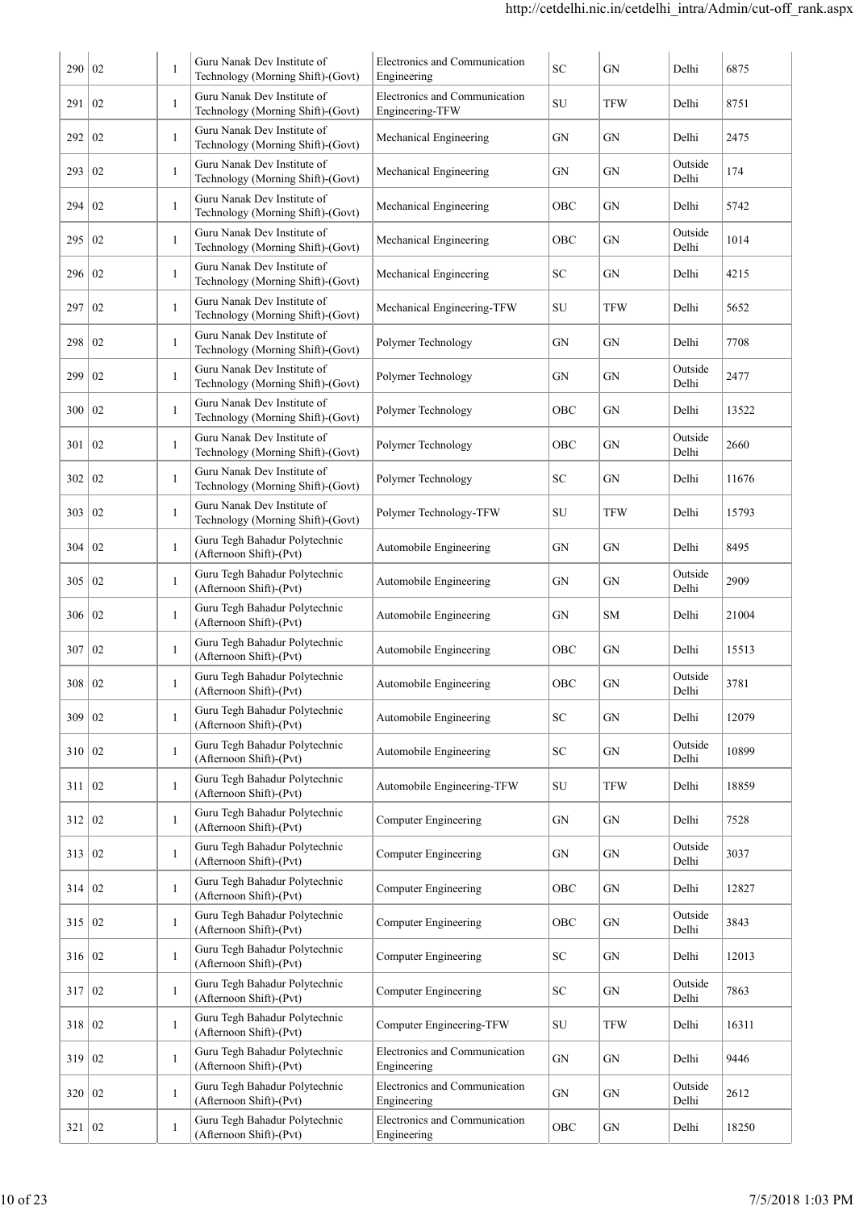| 290 | 02 | 1 | Guru Nanak Dev Institute of Technology (Morning Shift)-(Govt) | Electronics and Communication Engineering | SC | GN | Delhi | 6875 |
|---|---|---|---|---|---|---|---|---|
| 291 | 02 | 1 | Guru Nanak Dev Institute of Technology (Morning Shift)-(Govt) | Electronics and Communication Engineering-TFW | SU | TFW | Delhi | 8751 |
| 292 | 02 | 1 | Guru Nanak Dev Institute of Technology (Morning Shift)-(Govt) | Mechanical Engineering | GN | GN | Delhi | 2475 |
| 293 | 02 | 1 | Guru Nanak Dev Institute of Technology (Morning Shift)-(Govt) | Mechanical Engineering | GN | GN | Outside Delhi | 174 |
| 294 | 02 | 1 | Guru Nanak Dev Institute of Technology (Morning Shift)-(Govt) | Mechanical Engineering | OBC | GN | Delhi | 5742 |
| 295 | 02 | 1 | Guru Nanak Dev Institute of Technology (Morning Shift)-(Govt) | Mechanical Engineering | OBC | GN | Outside Delhi | 1014 |
| 296 | 02 | 1 | Guru Nanak Dev Institute of Technology (Morning Shift)-(Govt) | Mechanical Engineering | SC | GN | Delhi | 4215 |
| 297 | 02 | 1 | Guru Nanak Dev Institute of Technology (Morning Shift)-(Govt) | Mechanical Engineering-TFW | SU | TFW | Delhi | 5652 |
| 298 | 02 | 1 | Guru Nanak Dev Institute of Technology (Morning Shift)-(Govt) | Polymer Technology | GN | GN | Delhi | 7708 |
| 299 | 02 | 1 | Guru Nanak Dev Institute of Technology (Morning Shift)-(Govt) | Polymer Technology | GN | GN | Outside Delhi | 2477 |
| 300 | 02 | 1 | Guru Nanak Dev Institute of Technology (Morning Shift)-(Govt) | Polymer Technology | OBC | GN | Delhi | 13522 |
| 301 | 02 | 1 | Guru Nanak Dev Institute of Technology (Morning Shift)-(Govt) | Polymer Technology | OBC | GN | Outside Delhi | 2660 |
| 302 | 02 | 1 | Guru Nanak Dev Institute of Technology (Morning Shift)-(Govt) | Polymer Technology | SC | GN | Delhi | 11676 |
| 303 | 02 | 1 | Guru Nanak Dev Institute of Technology (Morning Shift)-(Govt) | Polymer Technology-TFW | SU | TFW | Delhi | 15793 |
| 304 | 02 | 1 | Guru Tegh Bahadur Polytechnic (Afternoon Shift)-(Pvt) | Automobile Engineering | GN | GN | Delhi | 8495 |
| 305 | 02 | 1 | Guru Tegh Bahadur Polytechnic (Afternoon Shift)-(Pvt) | Automobile Engineering | GN | GN | Outside Delhi | 2909 |
| 306 | 02 | 1 | Guru Tegh Bahadur Polytechnic (Afternoon Shift)-(Pvt) | Automobile Engineering | GN | SM | Delhi | 21004 |
| 307 | 02 | 1 | Guru Tegh Bahadur Polytechnic (Afternoon Shift)-(Pvt) | Automobile Engineering | OBC | GN | Delhi | 15513 |
| 308 | 02 | 1 | Guru Tegh Bahadur Polytechnic (Afternoon Shift)-(Pvt) | Automobile Engineering | OBC | GN | Outside Delhi | 3781 |
| 309 | 02 | 1 | Guru Tegh Bahadur Polytechnic (Afternoon Shift)-(Pvt) | Automobile Engineering | SC | GN | Delhi | 12079 |
| 310 | 02 | 1 | Guru Tegh Bahadur Polytechnic (Afternoon Shift)-(Pvt) | Automobile Engineering | SC | GN | Outside Delhi | 10899 |
| 311 | 02 | 1 | Guru Tegh Bahadur Polytechnic (Afternoon Shift)-(Pvt) | Automobile Engineering-TFW | SU | TFW | Delhi | 18859 |
| 312 | 02 | 1 | Guru Tegh Bahadur Polytechnic (Afternoon Shift)-(Pvt) | Computer Engineering | GN | GN | Delhi | 7528 |
| 313 | 02 | 1 | Guru Tegh Bahadur Polytechnic (Afternoon Shift)-(Pvt) | Computer Engineering | GN | GN | Outside Delhi | 3037 |
| 314 | 02 | 1 | Guru Tegh Bahadur Polytechnic (Afternoon Shift)-(Pvt) | Computer Engineering | OBC | GN | Delhi | 12827 |
| 315 | 02 | 1 | Guru Tegh Bahadur Polytechnic (Afternoon Shift)-(Pvt) | Computer Engineering | OBC | GN | Outside Delhi | 3843 |
| 316 | 02 | 1 | Guru Tegh Bahadur Polytechnic (Afternoon Shift)-(Pvt) | Computer Engineering | SC | GN | Delhi | 12013 |
| 317 | 02 | 1 | Guru Tegh Bahadur Polytechnic (Afternoon Shift)-(Pvt) | Computer Engineering | SC | GN | Outside Delhi | 7863 |
| 318 | 02 | 1 | Guru Tegh Bahadur Polytechnic (Afternoon Shift)-(Pvt) | Computer Engineering-TFW | SU | TFW | Delhi | 16311 |
| 319 | 02 | 1 | Guru Tegh Bahadur Polytechnic (Afternoon Shift)-(Pvt) | Electronics and Communication Engineering | GN | GN | Delhi | 9446 |
| 320 | 02 | 1 | Guru Tegh Bahadur Polytechnic (Afternoon Shift)-(Pvt) | Electronics and Communication Engineering | GN | GN | Outside Delhi | 2612 |
| 321 | 02 | 1 | Guru Tegh Bahadur Polytechnic (Afternoon Shift)-(Pvt) | Electronics and Communication Engineering | OBC | GN | Delhi | 18250 |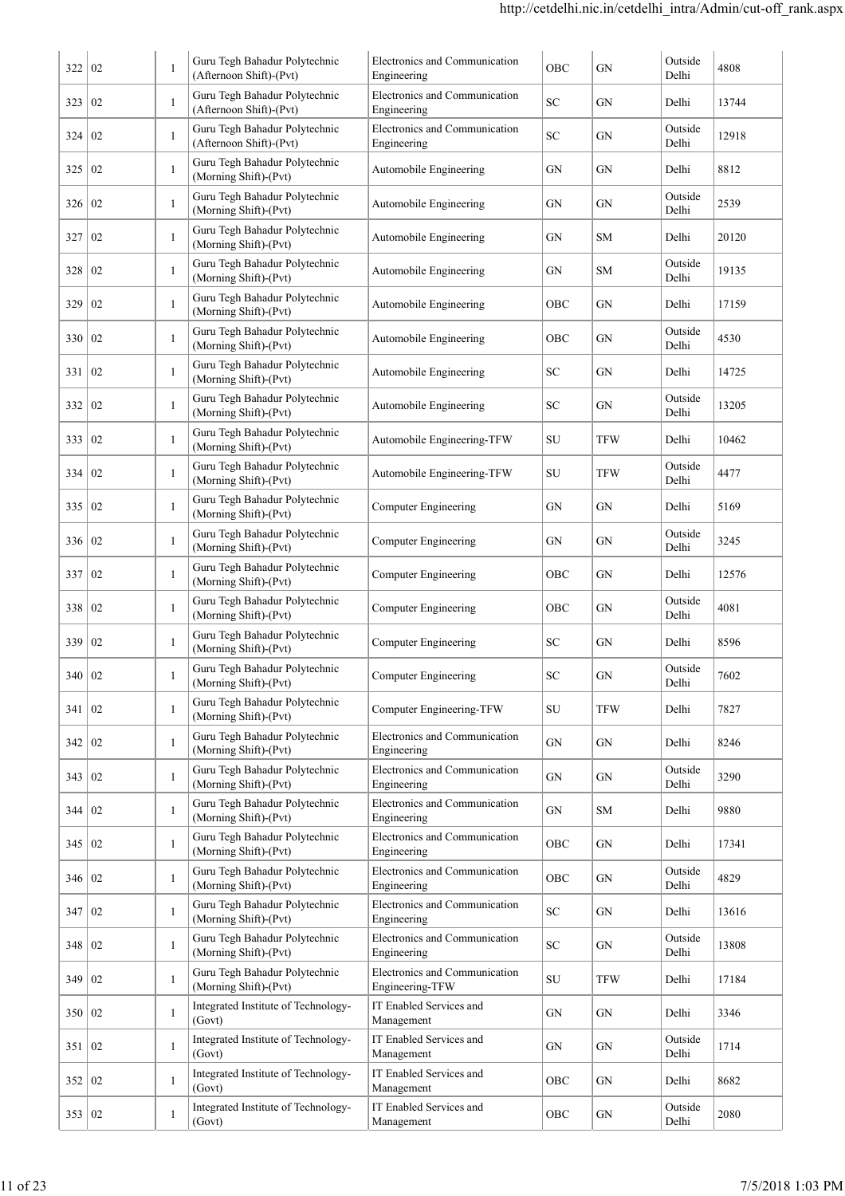| 322 | 02 | 1 | Guru Tegh Bahadur Polytechnic (Afternoon Shift)-(Pvt) | Electronics and Communication Engineering | OBC | GN | Outside Delhi | 4808 |
|---|---|---|---|---|---|---|---|---|
| 323 | 02 | 1 | Guru Tegh Bahadur Polytechnic (Afternoon Shift)-(Pvt) | Electronics and Communication Engineering | SC | GN | Delhi | 13744 |
| 324 | 02 | 1 | Guru Tegh Bahadur Polytechnic (Afternoon Shift)-(Pvt) | Electronics and Communication Engineering | SC | GN | Outside Delhi | 12918 |
| 325 | 02 | 1 | Guru Tegh Bahadur Polytechnic (Morning Shift)-(Pvt) | Automobile Engineering | GN | GN | Delhi | 8812 |
| 326 | 02 | 1 | Guru Tegh Bahadur Polytechnic (Morning Shift)-(Pvt) | Automobile Engineering | GN | GN | Outside Delhi | 2539 |
| 327 | 02 | 1 | Guru Tegh Bahadur Polytechnic (Morning Shift)-(Pvt) | Automobile Engineering | GN | SM | Delhi | 20120 |
| 328 | 02 | 1 | Guru Tegh Bahadur Polytechnic (Morning Shift)-(Pvt) | Automobile Engineering | GN | SM | Outside Delhi | 19135 |
| 329 | 02 | 1 | Guru Tegh Bahadur Polytechnic (Morning Shift)-(Pvt) | Automobile Engineering | OBC | GN | Delhi | 17159 |
| 330 | 02 | 1 | Guru Tegh Bahadur Polytechnic (Morning Shift)-(Pvt) | Automobile Engineering | OBC | GN | Outside Delhi | 4530 |
| 331 | 02 | 1 | Guru Tegh Bahadur Polytechnic (Morning Shift)-(Pvt) | Automobile Engineering | SC | GN | Delhi | 14725 |
| 332 | 02 | 1 | Guru Tegh Bahadur Polytechnic (Morning Shift)-(Pvt) | Automobile Engineering | SC | GN | Outside Delhi | 13205 |
| 333 | 02 | 1 | Guru Tegh Bahadur Polytechnic (Morning Shift)-(Pvt) | Automobile Engineering-TFW | SU | TFW | Delhi | 10462 |
| 334 | 02 | 1 | Guru Tegh Bahadur Polytechnic (Morning Shift)-(Pvt) | Automobile Engineering-TFW | SU | TFW | Outside Delhi | 4477 |
| 335 | 02 | 1 | Guru Tegh Bahadur Polytechnic (Morning Shift)-(Pvt) | Computer Engineering | GN | GN | Delhi | 5169 |
| 336 | 02 | 1 | Guru Tegh Bahadur Polytechnic (Morning Shift)-(Pvt) | Computer Engineering | GN | GN | Outside Delhi | 3245 |
| 337 | 02 | 1 | Guru Tegh Bahadur Polytechnic (Morning Shift)-(Pvt) | Computer Engineering | OBC | GN | Delhi | 12576 |
| 338 | 02 | 1 | Guru Tegh Bahadur Polytechnic (Morning Shift)-(Pvt) | Computer Engineering | OBC | GN | Outside Delhi | 4081 |
| 339 | 02 | 1 | Guru Tegh Bahadur Polytechnic (Morning Shift)-(Pvt) | Computer Engineering | SC | GN | Delhi | 8596 |
| 340 | 02 | 1 | Guru Tegh Bahadur Polytechnic (Morning Shift)-(Pvt) | Computer Engineering | SC | GN | Outside Delhi | 7602 |
| 341 | 02 | 1 | Guru Tegh Bahadur Polytechnic (Morning Shift)-(Pvt) | Computer Engineering-TFW | SU | TFW | Delhi | 7827 |
| 342 | 02 | 1 | Guru Tegh Bahadur Polytechnic (Morning Shift)-(Pvt) | Electronics and Communication Engineering | GN | GN | Delhi | 8246 |
| 343 | 02 | 1 | Guru Tegh Bahadur Polytechnic (Morning Shift)-(Pvt) | Electronics and Communication Engineering | GN | GN | Outside Delhi | 3290 |
| 344 | 02 | 1 | Guru Tegh Bahadur Polytechnic (Morning Shift)-(Pvt) | Electronics and Communication Engineering | GN | SM | Delhi | 9880 |
| 345 | 02 | 1 | Guru Tegh Bahadur Polytechnic (Morning Shift)-(Pvt) | Electronics and Communication Engineering | OBC | GN | Delhi | 17341 |
| 346 | 02 | 1 | Guru Tegh Bahadur Polytechnic (Morning Shift)-(Pvt) | Electronics and Communication Engineering | OBC | GN | Outside Delhi | 4829 |
| 347 | 02 | 1 | Guru Tegh Bahadur Polytechnic (Morning Shift)-(Pvt) | Electronics and Communication Engineering | SC | GN | Delhi | 13616 |
| 348 | 02 | 1 | Guru Tegh Bahadur Polytechnic (Morning Shift)-(Pvt) | Electronics and Communication Engineering | SC | GN | Outside Delhi | 13808 |
| 349 | 02 | 1 | Guru Tegh Bahadur Polytechnic (Morning Shift)-(Pvt) | Electronics and Communication Engineering-TFW | SU | TFW | Delhi | 17184 |
| 350 | 02 | 1 | Integrated Institute of Technology-(Govt) | IT Enabled Services and Management | GN | GN | Delhi | 3346 |
| 351 | 02 | 1 | Integrated Institute of Technology-(Govt) | IT Enabled Services and Management | GN | GN | Outside Delhi | 1714 |
| 352 | 02 | 1 | Integrated Institute of Technology-(Govt) | IT Enabled Services and Management | OBC | GN | Delhi | 8682 |
| 353 | 02 | 1 | Integrated Institute of Technology-(Govt) | IT Enabled Services and Management | OBC | GN | Outside Delhi | 2080 |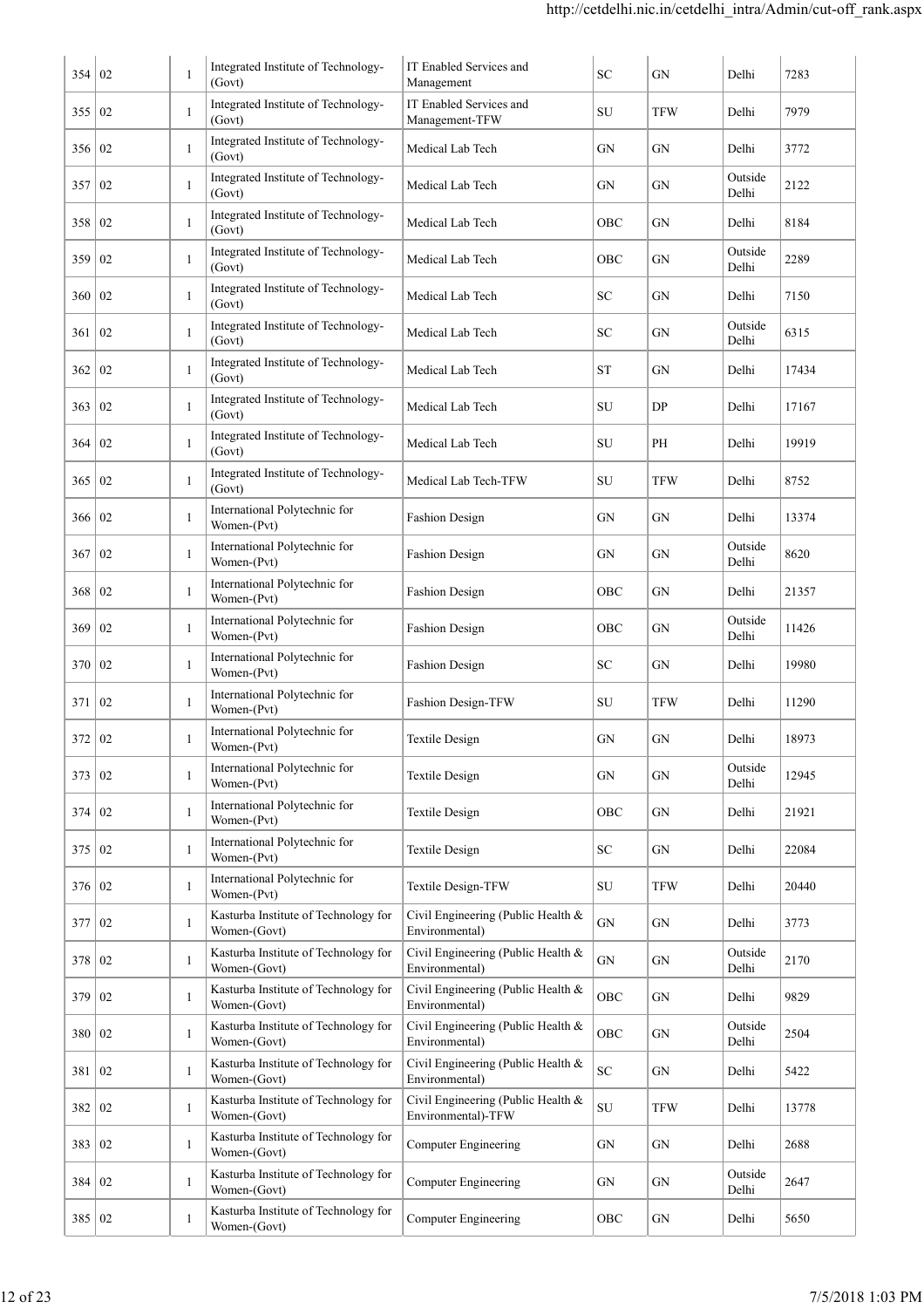| | | | | | | | | |
|---|---|---|---|---|---|---|---|---|
| 354 | 02 | 1 | Integrated Institute of Technology-(Govt) | IT Enabled Services and Management | SC | GN | Delhi | 7283 |
| 355 | 02 | 1 | Integrated Institute of Technology-(Govt) | IT Enabled Services and Management-TFW | SU | TFW | Delhi | 7979 |
| 356 | 02 | 1 | Integrated Institute of Technology-(Govt) | Medical Lab Tech | GN | GN | Delhi | 3772 |
| 357 | 02 | 1 | Integrated Institute of Technology-(Govt) | Medical Lab Tech | GN | GN | Outside Delhi | 2122 |
| 358 | 02 | 1 | Integrated Institute of Technology-(Govt) | Medical Lab Tech | OBC | GN | Delhi | 8184 |
| 359 | 02 | 1 | Integrated Institute of Technology-(Govt) | Medical Lab Tech | OBC | GN | Outside Delhi | 2289 |
| 360 | 02 | 1 | Integrated Institute of Technology-(Govt) | Medical Lab Tech | SC | GN | Delhi | 7150 |
| 361 | 02 | 1 | Integrated Institute of Technology-(Govt) | Medical Lab Tech | SC | GN | Outside Delhi | 6315 |
| 362 | 02 | 1 | Integrated Institute of Technology-(Govt) | Medical Lab Tech | ST | GN | Delhi | 17434 |
| 363 | 02 | 1 | Integrated Institute of Technology-(Govt) | Medical Lab Tech | SU | DP | Delhi | 17167 |
| 364 | 02 | 1 | Integrated Institute of Technology-(Govt) | Medical Lab Tech | SU | PH | Delhi | 19919 |
| 365 | 02 | 1 | Integrated Institute of Technology-(Govt) | Medical Lab Tech-TFW | SU | TFW | Delhi | 8752 |
| 366 | 02 | 1 | International Polytechnic for Women-(Pvt) | Fashion Design | GN | GN | Delhi | 13374 |
| 367 | 02 | 1 | International Polytechnic for Women-(Pvt) | Fashion Design | GN | GN | Outside Delhi | 8620 |
| 368 | 02 | 1 | International Polytechnic for Women-(Pvt) | Fashion Design | OBC | GN | Delhi | 21357 |
| 369 | 02 | 1 | International Polytechnic for Women-(Pvt) | Fashion Design | OBC | GN | Outside Delhi | 11426 |
| 370 | 02 | 1 | International Polytechnic for Women-(Pvt) | Fashion Design | SC | GN | Delhi | 19980 |
| 371 | 02 | 1 | International Polytechnic for Women-(Pvt) | Fashion Design-TFW | SU | TFW | Delhi | 11290 |
| 372 | 02 | 1 | International Polytechnic for Women-(Pvt) | Textile Design | GN | GN | Delhi | 18973 |
| 373 | 02 | 1 | International Polytechnic for Women-(Pvt) | Textile Design | GN | GN | Outside Delhi | 12945 |
| 374 | 02 | 1 | International Polytechnic for Women-(Pvt) | Textile Design | OBC | GN | Delhi | 21921 |
| 375 | 02 | 1 | International Polytechnic for Women-(Pvt) | Textile Design | SC | GN | Delhi | 22084 |
| 376 | 02 | 1 | International Polytechnic for Women-(Pvt) | Textile Design-TFW | SU | TFW | Delhi | 20440 |
| 377 | 02 | 1 | Kasturba Institute of Technology for Women-(Govt) | Civil Engineering (Public Health & Environmental) | GN | GN | Delhi | 3773 |
| 378 | 02 | 1 | Kasturba Institute of Technology for Women-(Govt) | Civil Engineering (Public Health & Environmental) | GN | GN | Outside Delhi | 2170 |
| 379 | 02 | 1 | Kasturba Institute of Technology for Women-(Govt) | Civil Engineering (Public Health & Environmental) | OBC | GN | Delhi | 9829 |
| 380 | 02 | 1 | Kasturba Institute of Technology for Women-(Govt) | Civil Engineering (Public Health & Environmental) | OBC | GN | Outside Delhi | 2504 |
| 381 | 02 | 1 | Kasturba Institute of Technology for Women-(Govt) | Civil Engineering (Public Health & Environmental) | SC | GN | Delhi | 5422 |
| 382 | 02 | 1 | Kasturba Institute of Technology for Women-(Govt) | Civil Engineering (Public Health & Environmental)-TFW | SU | TFW | Delhi | 13778 |
| 383 | 02 | 1 | Kasturba Institute of Technology for Women-(Govt) | Computer Engineering | GN | GN | Delhi | 2688 |
| 384 | 02 | 1 | Kasturba Institute of Technology for Women-(Govt) | Computer Engineering | GN | GN | Outside Delhi | 2647 |
| 385 | 02 | 1 | Kasturba Institute of Technology for Women-(Govt) | Computer Engineering | OBC | GN | Delhi | 5650 |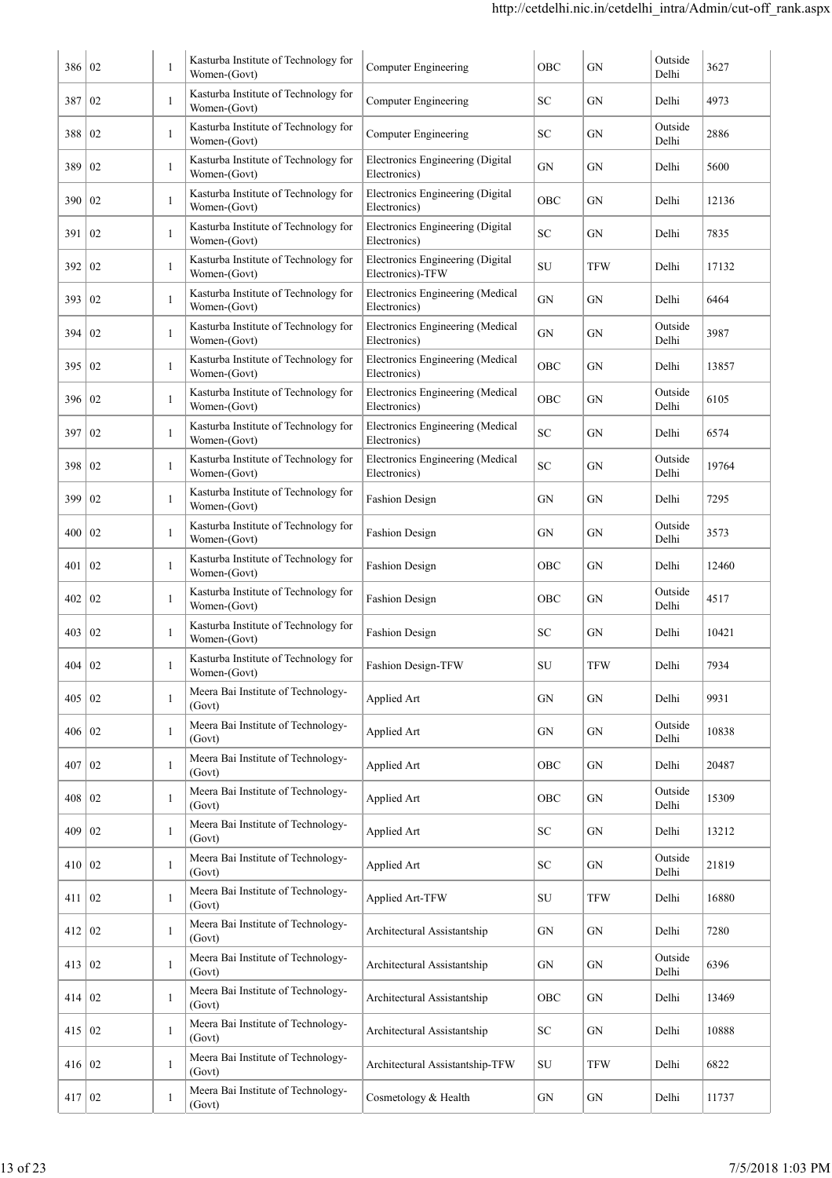| 386 | 02 | 1 | Kasturba Institute of Technology for Women-(Govt) | Computer Engineering | OBC | GN | Outside Delhi | 3627 |
|---|---|---|---|---|---|---|---|---|
| 387 | 02 | 1 | Kasturba Institute of Technology for Women-(Govt) | Computer Engineering | SC | GN | Delhi | 4973 |
| 388 | 02 | 1 | Kasturba Institute of Technology for Women-(Govt) | Computer Engineering | SC | GN | Outside Delhi | 2886 |
| 389 | 02 | 1 | Kasturba Institute of Technology for Women-(Govt) | Electronics Engineering (Digital Electronics) | GN | GN | Delhi | 5600 |
| 390 | 02 | 1 | Kasturba Institute of Technology for Women-(Govt) | Electronics Engineering (Digital Electronics) | OBC | GN | Delhi | 12136 |
| 391 | 02 | 1 | Kasturba Institute of Technology for Women-(Govt) | Electronics Engineering (Digital Electronics) | SC | GN | Delhi | 7835 |
| 392 | 02 | 1 | Kasturba Institute of Technology for Women-(Govt) | Electronics Engineering (Digital Electronics)-TFW | SU | TFW | Delhi | 17132 |
| 393 | 02 | 1 | Kasturba Institute of Technology for Women-(Govt) | Electronics Engineering (Medical Electronics) | GN | GN | Delhi | 6464 |
| 394 | 02 | 1 | Kasturba Institute of Technology for Women-(Govt) | Electronics Engineering (Medical Electronics) | GN | GN | Outside Delhi | 3987 |
| 395 | 02 | 1 | Kasturba Institute of Technology for Women-(Govt) | Electronics Engineering (Medical Electronics) | OBC | GN | Delhi | 13857 |
| 396 | 02 | 1 | Kasturba Institute of Technology for Women-(Govt) | Electronics Engineering (Medical Electronics) | OBC | GN | Outside Delhi | 6105 |
| 397 | 02 | 1 | Kasturba Institute of Technology for Women-(Govt) | Electronics Engineering (Medical Electronics) | SC | GN | Delhi | 6574 |
| 398 | 02 | 1 | Kasturba Institute of Technology for Women-(Govt) | Electronics Engineering (Medical Electronics) | SC | GN | Outside Delhi | 19764 |
| 399 | 02 | 1 | Kasturba Institute of Technology for Women-(Govt) | Fashion Design | GN | GN | Delhi | 7295 |
| 400 | 02 | 1 | Kasturba Institute of Technology for Women-(Govt) | Fashion Design | GN | GN | Outside Delhi | 3573 |
| 401 | 02 | 1 | Kasturba Institute of Technology for Women-(Govt) | Fashion Design | OBC | GN | Delhi | 12460 |
| 402 | 02 | 1 | Kasturba Institute of Technology for Women-(Govt) | Fashion Design | OBC | GN | Outside Delhi | 4517 |
| 403 | 02 | 1 | Kasturba Institute of Technology for Women-(Govt) | Fashion Design | SC | GN | Delhi | 10421 |
| 404 | 02 | 1 | Kasturba Institute of Technology for Women-(Govt) | Fashion Design-TFW | SU | TFW | Delhi | 7934 |
| 405 | 02 | 1 | Meera Bai Institute of Technology-(Govt) | Applied Art | GN | GN | Delhi | 9931 |
| 406 | 02 | 1 | Meera Bai Institute of Technology-(Govt) | Applied Art | GN | GN | Outside Delhi | 10838 |
| 407 | 02 | 1 | Meera Bai Institute of Technology-(Govt) | Applied Art | OBC | GN | Delhi | 20487 |
| 408 | 02 | 1 | Meera Bai Institute of Technology-(Govt) | Applied Art | OBC | GN | Outside Delhi | 15309 |
| 409 | 02 | 1 | Meera Bai Institute of Technology-(Govt) | Applied Art | SC | GN | Delhi | 13212 |
| 410 | 02 | 1 | Meera Bai Institute of Technology-(Govt) | Applied Art | SC | GN | Outside Delhi | 21819 |
| 411 | 02 | 1 | Meera Bai Institute of Technology-(Govt) | Applied Art-TFW | SU | TFW | Delhi | 16880 |
| 412 | 02 | 1 | Meera Bai Institute of Technology-(Govt) | Architectural Assistantship | GN | GN | Delhi | 7280 |
| 413 | 02 | 1 | Meera Bai Institute of Technology-(Govt) | Architectural Assistantship | GN | GN | Outside Delhi | 6396 |
| 414 | 02 | 1 | Meera Bai Institute of Technology-(Govt) | Architectural Assistantship | OBC | GN | Delhi | 13469 |
| 415 | 02 | 1 | Meera Bai Institute of Technology-(Govt) | Architectural Assistantship | SC | GN | Delhi | 10888 |
| 416 | 02 | 1 | Meera Bai Institute of Technology-(Govt) | Architectural Assistantship-TFW | SU | TFW | Delhi | 6822 |
| 417 | 02 | 1 | Meera Bai Institute of Technology-(Govt) | Cosmetology & Health | GN | GN | Delhi | 11737 |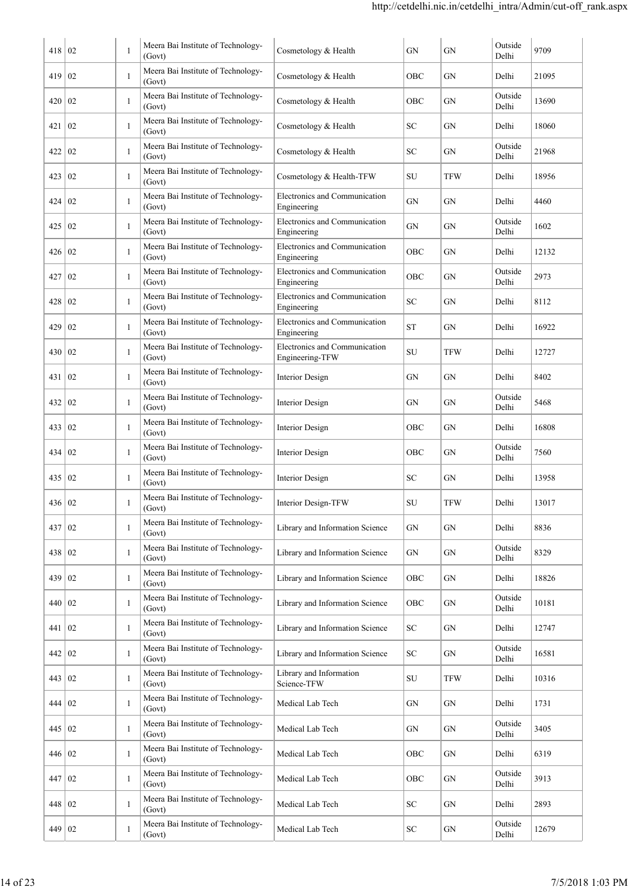| | | | | | | | | |
|---|---|---|---|---|---|---|---|---|
| 418 | 02 | 1 | Meera Bai Institute of Technology-(Govt) | Cosmetology & Health | GN | GN | Outside Delhi | 9709 |
| 419 | 02 | 1 | Meera Bai Institute of Technology-(Govt) | Cosmetology & Health | OBC | GN | Delhi | 21095 |
| 420 | 02 | 1 | Meera Bai Institute of Technology-(Govt) | Cosmetology & Health | OBC | GN | Outside Delhi | 13690 |
| 421 | 02 | 1 | Meera Bai Institute of Technology-(Govt) | Cosmetology & Health | SC | GN | Delhi | 18060 |
| 422 | 02 | 1 | Meera Bai Institute of Technology-(Govt) | Cosmetology & Health | SC | GN | Outside Delhi | 21968 |
| 423 | 02 | 1 | Meera Bai Institute of Technology-(Govt) | Cosmetology & Health-TFW | SU | TFW | Delhi | 18956 |
| 424 | 02 | 1 | Meera Bai Institute of Technology-(Govt) | Electronics and Communication Engineering | GN | GN | Delhi | 4460 |
| 425 | 02 | 1 | Meera Bai Institute of Technology-(Govt) | Electronics and Communication Engineering | GN | GN | Outside Delhi | 1602 |
| 426 | 02 | 1 | Meera Bai Institute of Technology-(Govt) | Electronics and Communication Engineering | OBC | GN | Delhi | 12132 |
| 427 | 02 | 1 | Meera Bai Institute of Technology-(Govt) | Electronics and Communication Engineering | OBC | GN | Outside Delhi | 2973 |
| 428 | 02 | 1 | Meera Bai Institute of Technology-(Govt) | Electronics and Communication Engineering | SC | GN | Delhi | 8112 |
| 429 | 02 | 1 | Meera Bai Institute of Technology-(Govt) | Electronics and Communication Engineering | ST | GN | Delhi | 16922 |
| 430 | 02 | 1 | Meera Bai Institute of Technology-(Govt) | Electronics and Communication Engineering-TFW | SU | TFW | Delhi | 12727 |
| 431 | 02 | 1 | Meera Bai Institute of Technology-(Govt) | Interior Design | GN | GN | Delhi | 8402 |
| 432 | 02 | 1 | Meera Bai Institute of Technology-(Govt) | Interior Design | GN | GN | Outside Delhi | 5468 |
| 433 | 02 | 1 | Meera Bai Institute of Technology-(Govt) | Interior Design | OBC | GN | Delhi | 16808 |
| 434 | 02 | 1 | Meera Bai Institute of Technology-(Govt) | Interior Design | OBC | GN | Outside Delhi | 7560 |
| 435 | 02 | 1 | Meera Bai Institute of Technology-(Govt) | Interior Design | SC | GN | Delhi | 13958 |
| 436 | 02 | 1 | Meera Bai Institute of Technology-(Govt) | Interior Design-TFW | SU | TFW | Delhi | 13017 |
| 437 | 02 | 1 | Meera Bai Institute of Technology-(Govt) | Library and Information Science | GN | GN | Delhi | 8836 |
| 438 | 02 | 1 | Meera Bai Institute of Technology-(Govt) | Library and Information Science | GN | GN | Outside Delhi | 8329 |
| 439 | 02 | 1 | Meera Bai Institute of Technology-(Govt) | Library and Information Science | OBC | GN | Delhi | 18826 |
| 440 | 02 | 1 | Meera Bai Institute of Technology-(Govt) | Library and Information Science | OBC | GN | Outside Delhi | 10181 |
| 441 | 02 | 1 | Meera Bai Institute of Technology-(Govt) | Library and Information Science | SC | GN | Delhi | 12747 |
| 442 | 02 | 1 | Meera Bai Institute of Technology-(Govt) | Library and Information Science | SC | GN | Outside Delhi | 16581 |
| 443 | 02 | 1 | Meera Bai Institute of Technology-(Govt) | Library and Information Science-TFW | SU | TFW | Delhi | 10316 |
| 444 | 02 | 1 | Meera Bai Institute of Technology-(Govt) | Medical Lab Tech | GN | GN | Delhi | 1731 |
| 445 | 02 | 1 | Meera Bai Institute of Technology-(Govt) | Medical Lab Tech | GN | GN | Outside Delhi | 3405 |
| 446 | 02 | 1 | Meera Bai Institute of Technology-(Govt) | Medical Lab Tech | OBC | GN | Delhi | 6319 |
| 447 | 02 | 1 | Meera Bai Institute of Technology-(Govt) | Medical Lab Tech | OBC | GN | Outside Delhi | 3913 |
| 448 | 02 | 1 | Meera Bai Institute of Technology-(Govt) | Medical Lab Tech | SC | GN | Delhi | 2893 |
| 449 | 02 | 1 | Meera Bai Institute of Technology-(Govt) | Medical Lab Tech | SC | GN | Outside Delhi | 12679 |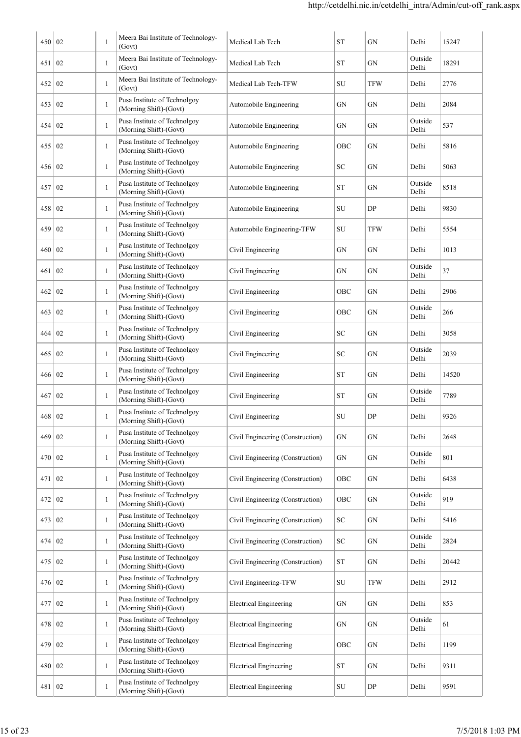| | | | | | | | | |
|---|---|---|---|---|---|---|---|---|
| 450 | 02 | 1 | Meera Bai Institute of Technology-(Govt) | Medical Lab Tech | ST | GN | Delhi | 15247 |
| 451 | 02 | 1 | Meera Bai Institute of Technology-(Govt) | Medical Lab Tech | ST | GN | Outside Delhi | 18291 |
| 452 | 02 | 1 | Meera Bai Institute of Technology-(Govt) | Medical Lab Tech-TFW | SU | TFW | Delhi | 2776 |
| 453 | 02 | 1 | Pusa Institute of Technolgoy (Morning Shift)-(Govt) | Automobile Engineering | GN | GN | Delhi | 2084 |
| 454 | 02 | 1 | Pusa Institute of Technolgoy (Morning Shift)-(Govt) | Automobile Engineering | GN | GN | Outside Delhi | 537 |
| 455 | 02 | 1 | Pusa Institute of Technolgoy (Morning Shift)-(Govt) | Automobile Engineering | OBC | GN | Delhi | 5816 |
| 456 | 02 | 1 | Pusa Institute of Technolgoy (Morning Shift)-(Govt) | Automobile Engineering | SC | GN | Delhi | 5063 |
| 457 | 02 | 1 | Pusa Institute of Technolgoy (Morning Shift)-(Govt) | Automobile Engineering | ST | GN | Outside Delhi | 8518 |
| 458 | 02 | 1 | Pusa Institute of Technolgoy (Morning Shift)-(Govt) | Automobile Engineering | SU | DP | Delhi | 9830 |
| 459 | 02 | 1 | Pusa Institute of Technolgoy (Morning Shift)-(Govt) | Automobile Engineering-TFW | SU | TFW | Delhi | 5554 |
| 460 | 02 | 1 | Pusa Institute of Technolgoy (Morning Shift)-(Govt) | Civil Engineering | GN | GN | Delhi | 1013 |
| 461 | 02 | 1 | Pusa Institute of Technolgoy (Morning Shift)-(Govt) | Civil Engineering | GN | GN | Outside Delhi | 37 |
| 462 | 02 | 1 | Pusa Institute of Technolgoy (Morning Shift)-(Govt) | Civil Engineering | OBC | GN | Delhi | 2906 |
| 463 | 02 | 1 | Pusa Institute of Technolgoy (Morning Shift)-(Govt) | Civil Engineering | OBC | GN | Outside Delhi | 266 |
| 464 | 02 | 1 | Pusa Institute of Technolgoy (Morning Shift)-(Govt) | Civil Engineering | SC | GN | Delhi | 3058 |
| 465 | 02 | 1 | Pusa Institute of Technolgoy (Morning Shift)-(Govt) | Civil Engineering | SC | GN | Outside Delhi | 2039 |
| 466 | 02 | 1 | Pusa Institute of Technolgoy (Morning Shift)-(Govt) | Civil Engineering | ST | GN | Delhi | 14520 |
| 467 | 02 | 1 | Pusa Institute of Technolgoy (Morning Shift)-(Govt) | Civil Engineering | ST | GN | Outside Delhi | 7789 |
| 468 | 02 | 1 | Pusa Institute of Technolgoy (Morning Shift)-(Govt) | Civil Engineering | SU | DP | Delhi | 9326 |
| 469 | 02 | 1 | Pusa Institute of Technolgoy (Morning Shift)-(Govt) | Civil Engineering (Construction) | GN | GN | Delhi | 2648 |
| 470 | 02 | 1 | Pusa Institute of Technolgoy (Morning Shift)-(Govt) | Civil Engineering (Construction) | GN | GN | Outside Delhi | 801 |
| 471 | 02 | 1 | Pusa Institute of Technolgoy (Morning Shift)-(Govt) | Civil Engineering (Construction) | OBC | GN | Delhi | 6438 |
| 472 | 02 | 1 | Pusa Institute of Technolgoy (Morning Shift)-(Govt) | Civil Engineering (Construction) | OBC | GN | Outside Delhi | 919 |
| 473 | 02 | 1 | Pusa Institute of Technolgoy (Morning Shift)-(Govt) | Civil Engineering (Construction) | SC | GN | Delhi | 5416 |
| 474 | 02 | 1 | Pusa Institute of Technolgoy (Morning Shift)-(Govt) | Civil Engineering (Construction) | SC | GN | Outside Delhi | 2824 |
| 475 | 02 | 1 | Pusa Institute of Technolgoy (Morning Shift)-(Govt) | Civil Engineering (Construction) | ST | GN | Delhi | 20442 |
| 476 | 02 | 1 | Pusa Institute of Technolgoy (Morning Shift)-(Govt) | Civil Engineering-TFW | SU | TFW | Delhi | 2912 |
| 477 | 02 | 1 | Pusa Institute of Technolgoy (Morning Shift)-(Govt) | Electrical Engineering | GN | GN | Delhi | 853 |
| 478 | 02 | 1 | Pusa Institute of Technolgoy (Morning Shift)-(Govt) | Electrical Engineering | GN | GN | Outside Delhi | 61 |
| 479 | 02 | 1 | Pusa Institute of Technolgoy (Morning Shift)-(Govt) | Electrical Engineering | OBC | GN | Delhi | 1199 |
| 480 | 02 | 1 | Pusa Institute of Technolgoy (Morning Shift)-(Govt) | Electrical Engineering | ST | GN | Delhi | 9311 |
| 481 | 02 | 1 | Pusa Institute of Technolgoy (Morning Shift)-(Govt) | Electrical Engineering | SU | DP | Delhi | 9591 |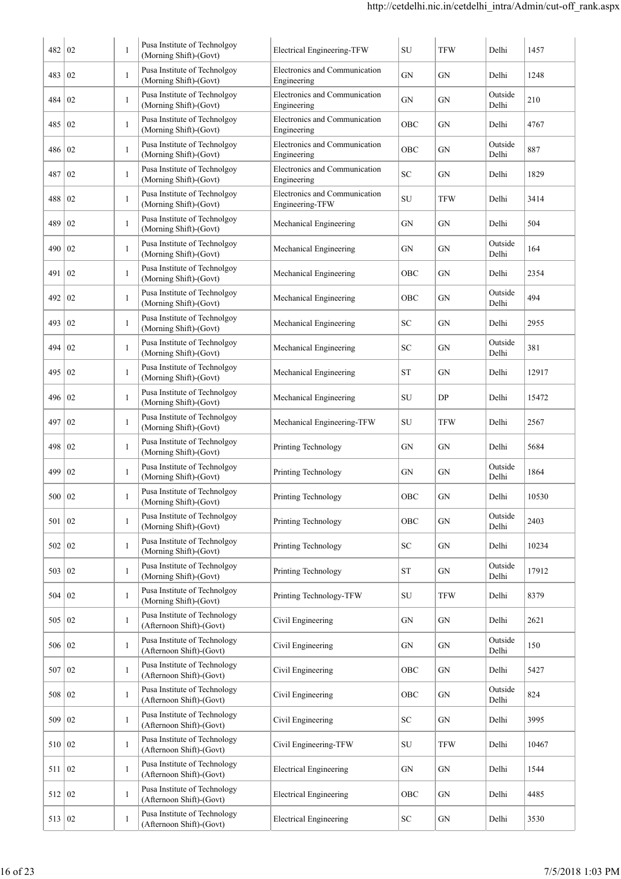| | | | | | | | | |
|---|---|---|---|---|---|---|---|---|
| 482 | 02 | 1 | Pusa Institute of Technolgoy (Morning Shift)-(Govt) | Electrical Engineering-TFW | SU | TFW | Delhi | 1457 |
| 483 | 02 | 1 | Pusa Institute of Technolgoy (Morning Shift)-(Govt) | Electronics and Communication Engineering | GN | GN | Delhi | 1248 |
| 484 | 02 | 1 | Pusa Institute of Technolgoy (Morning Shift)-(Govt) | Electronics and Communication Engineering | GN | GN | Outside Delhi | 210 |
| 485 | 02 | 1 | Pusa Institute of Technolgoy (Morning Shift)-(Govt) | Electronics and Communication Engineering | OBC | GN | Delhi | 4767 |
| 486 | 02 | 1 | Pusa Institute of Technolgoy (Morning Shift)-(Govt) | Electronics and Communication Engineering | OBC | GN | Outside Delhi | 887 |
| 487 | 02 | 1 | Pusa Institute of Technolgoy (Morning Shift)-(Govt) | Electronics and Communication Engineering | SC | GN | Delhi | 1829 |
| 488 | 02 | 1 | Pusa Institute of Technolgoy (Morning Shift)-(Govt) | Electronics and Communication Engineering-TFW | SU | TFW | Delhi | 3414 |
| 489 | 02 | 1 | Pusa Institute of Technolgoy (Morning Shift)-(Govt) | Mechanical Engineering | GN | GN | Delhi | 504 |
| 490 | 02 | 1 | Pusa Institute of Technolgoy (Morning Shift)-(Govt) | Mechanical Engineering | GN | GN | Outside Delhi | 164 |
| 491 | 02 | 1 | Pusa Institute of Technolgoy (Morning Shift)-(Govt) | Mechanical Engineering | OBC | GN | Delhi | 2354 |
| 492 | 02 | 1 | Pusa Institute of Technolgoy (Morning Shift)-(Govt) | Mechanical Engineering | OBC | GN | Outside Delhi | 494 |
| 493 | 02 | 1 | Pusa Institute of Technolgoy (Morning Shift)-(Govt) | Mechanical Engineering | SC | GN | Delhi | 2955 |
| 494 | 02 | 1 | Pusa Institute of Technolgoy (Morning Shift)-(Govt) | Mechanical Engineering | SC | GN | Outside Delhi | 381 |
| 495 | 02 | 1 | Pusa Institute of Technolgoy (Morning Shift)-(Govt) | Mechanical Engineering | ST | GN | Delhi | 12917 |
| 496 | 02 | 1 | Pusa Institute of Technolgoy (Morning Shift)-(Govt) | Mechanical Engineering | SU | DP | Delhi | 15472 |
| 497 | 02 | 1 | Pusa Institute of Technolgoy (Morning Shift)-(Govt) | Mechanical Engineering-TFW | SU | TFW | Delhi | 2567 |
| 498 | 02 | 1 | Pusa Institute of Technolgoy (Morning Shift)-(Govt) | Printing Technology | GN | GN | Delhi | 5684 |
| 499 | 02 | 1 | Pusa Institute of Technolgoy (Morning Shift)-(Govt) | Printing Technology | GN | GN | Outside Delhi | 1864 |
| 500 | 02 | 1 | Pusa Institute of Technolgoy (Morning Shift)-(Govt) | Printing Technology | OBC | GN | Delhi | 10530 |
| 501 | 02 | 1 | Pusa Institute of Technolgoy (Morning Shift)-(Govt) | Printing Technology | OBC | GN | Outside Delhi | 2403 |
| 502 | 02 | 1 | Pusa Institute of Technolgoy (Morning Shift)-(Govt) | Printing Technology | SC | GN | Delhi | 10234 |
| 503 | 02 | 1 | Pusa Institute of Technolgoy (Morning Shift)-(Govt) | Printing Technology | ST | GN | Outside Delhi | 17912 |
| 504 | 02 | 1 | Pusa Institute of Technolgoy (Morning Shift)-(Govt) | Printing Technology-TFW | SU | TFW | Delhi | 8379 |
| 505 | 02 | 1 | Pusa Institute of Technology (Afternoon Shift)-(Govt) | Civil Engineering | GN | GN | Delhi | 2621 |
| 506 | 02 | 1 | Pusa Institute of Technology (Afternoon Shift)-(Govt) | Civil Engineering | GN | GN | Outside Delhi | 150 |
| 507 | 02 | 1 | Pusa Institute of Technology (Afternoon Shift)-(Govt) | Civil Engineering | OBC | GN | Delhi | 5427 |
| 508 | 02 | 1 | Pusa Institute of Technology (Afternoon Shift)-(Govt) | Civil Engineering | OBC | GN | Outside Delhi | 824 |
| 509 | 02 | 1 | Pusa Institute of Technology (Afternoon Shift)-(Govt) | Civil Engineering | SC | GN | Delhi | 3995 |
| 510 | 02 | 1 | Pusa Institute of Technology (Afternoon Shift)-(Govt) | Civil Engineering-TFW | SU | TFW | Delhi | 10467 |
| 511 | 02 | 1 | Pusa Institute of Technology (Afternoon Shift)-(Govt) | Electrical Engineering | GN | GN | Delhi | 1544 |
| 512 | 02 | 1 | Pusa Institute of Technology (Afternoon Shift)-(Govt) | Electrical Engineering | OBC | GN | Delhi | 4485 |
| 513 | 02 | 1 | Pusa Institute of Technology (Afternoon Shift)-(Govt) | Electrical Engineering | SC | GN | Delhi | 3530 |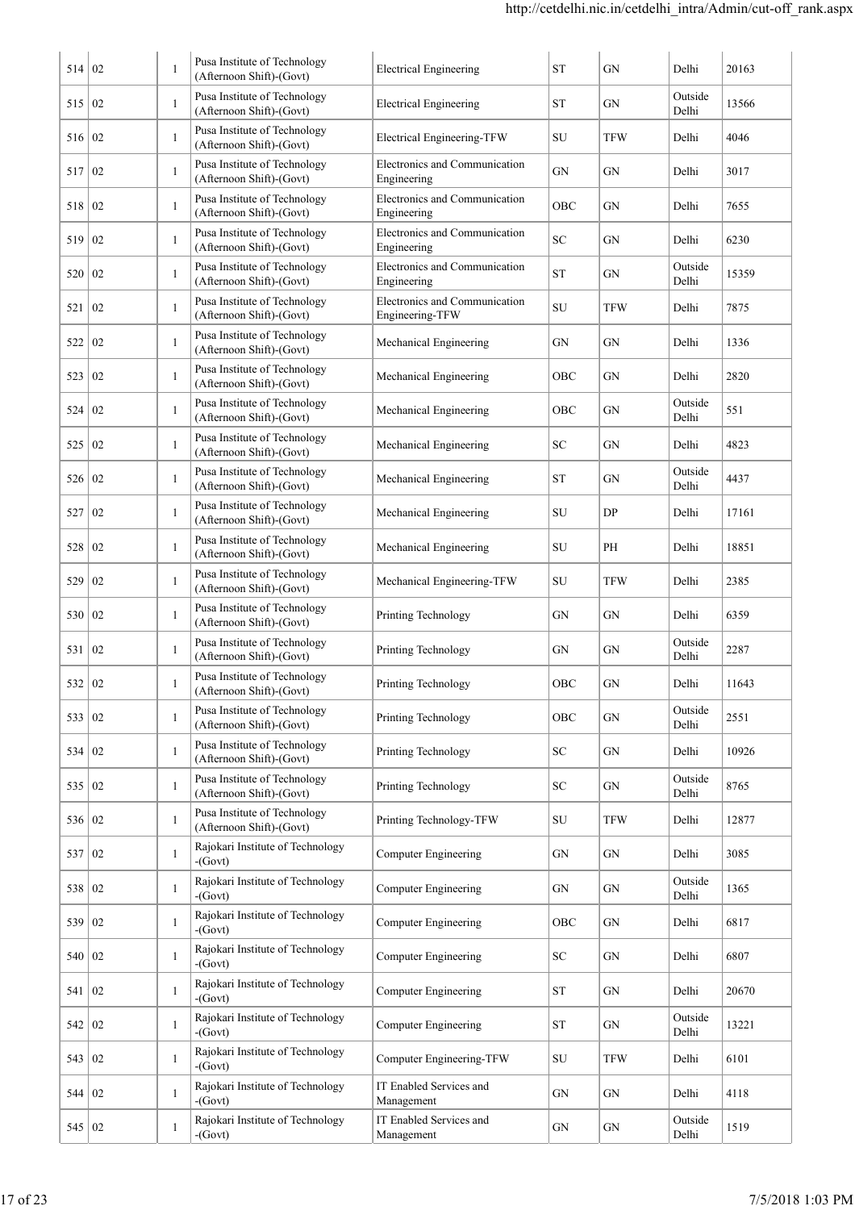| 514 | 02 | 1 | Pusa Institute of Technology (Afternoon Shift)-(Govt) | Electrical Engineering | ST | GN | Delhi | 20163 |
|---|---|---|---|---|---|---|---|---|
| 515 | 02 | 1 | Pusa Institute of Technology (Afternoon Shift)-(Govt) | Electrical Engineering | ST | GN | Outside Delhi | 13566 |
| 516 | 02 | 1 | Pusa Institute of Technology (Afternoon Shift)-(Govt) | Electrical Engineering-TFW | SU | TFW | Delhi | 4046 |
| 517 | 02 | 1 | Pusa Institute of Technology (Afternoon Shift)-(Govt) | Electronics and Communication Engineering | GN | GN | Delhi | 3017 |
| 518 | 02 | 1 | Pusa Institute of Technology (Afternoon Shift)-(Govt) | Electronics and Communication Engineering | OBC | GN | Delhi | 7655 |
| 519 | 02 | 1 | Pusa Institute of Technology (Afternoon Shift)-(Govt) | Electronics and Communication Engineering | SC | GN | Delhi | 6230 |
| 520 | 02 | 1 | Pusa Institute of Technology (Afternoon Shift)-(Govt) | Electronics and Communication Engineering | ST | GN | Outside Delhi | 15359 |
| 521 | 02 | 1 | Pusa Institute of Technology (Afternoon Shift)-(Govt) | Electronics and Communication Engineering-TFW | SU | TFW | Delhi | 7875 |
| 522 | 02 | 1 | Pusa Institute of Technology (Afternoon Shift)-(Govt) | Mechanical Engineering | GN | GN | Delhi | 1336 |
| 523 | 02 | 1 | Pusa Institute of Technology (Afternoon Shift)-(Govt) | Mechanical Engineering | OBC | GN | Delhi | 2820 |
| 524 | 02 | 1 | Pusa Institute of Technology (Afternoon Shift)-(Govt) | Mechanical Engineering | OBC | GN | Outside Delhi | 551 |
| 525 | 02 | 1 | Pusa Institute of Technology (Afternoon Shift)-(Govt) | Mechanical Engineering | SC | GN | Delhi | 4823 |
| 526 | 02 | 1 | Pusa Institute of Technology (Afternoon Shift)-(Govt) | Mechanical Engineering | ST | GN | Outside Delhi | 4437 |
| 527 | 02 | 1 | Pusa Institute of Technology (Afternoon Shift)-(Govt) | Mechanical Engineering | SU | DP | Delhi | 17161 |
| 528 | 02 | 1 | Pusa Institute of Technology (Afternoon Shift)-(Govt) | Mechanical Engineering | SU | PH | Delhi | 18851 |
| 529 | 02 | 1 | Pusa Institute of Technology (Afternoon Shift)-(Govt) | Mechanical Engineering-TFW | SU | TFW | Delhi | 2385 |
| 530 | 02 | 1 | Pusa Institute of Technology (Afternoon Shift)-(Govt) | Printing Technology | GN | GN | Delhi | 6359 |
| 531 | 02 | 1 | Pusa Institute of Technology (Afternoon Shift)-(Govt) | Printing Technology | GN | GN | Outside Delhi | 2287 |
| 532 | 02 | 1 | Pusa Institute of Technology (Afternoon Shift)-(Govt) | Printing Technology | OBC | GN | Delhi | 11643 |
| 533 | 02 | 1 | Pusa Institute of Technology (Afternoon Shift)-(Govt) | Printing Technology | OBC | GN | Outside Delhi | 2551 |
| 534 | 02 | 1 | Pusa Institute of Technology (Afternoon Shift)-(Govt) | Printing Technology | SC | GN | Delhi | 10926 |
| 535 | 02 | 1 | Pusa Institute of Technology (Afternoon Shift)-(Govt) | Printing Technology | SC | GN | Outside Delhi | 8765 |
| 536 | 02 | 1 | Pusa Institute of Technology (Afternoon Shift)-(Govt) | Printing Technology-TFW | SU | TFW | Delhi | 12877 |
| 537 | 02 | 1 | Rajokari Institute of Technology -(Govt) | Computer Engineering | GN | GN | Delhi | 3085 |
| 538 | 02 | 1 | Rajokari Institute of Technology -(Govt) | Computer Engineering | GN | GN | Outside Delhi | 1365 |
| 539 | 02 | 1 | Rajokari Institute of Technology -(Govt) | Computer Engineering | OBC | GN | Delhi | 6817 |
| 540 | 02 | 1 | Rajokari Institute of Technology -(Govt) | Computer Engineering | SC | GN | Delhi | 6807 |
| 541 | 02 | 1 | Rajokari Institute of Technology -(Govt) | Computer Engineering | ST | GN | Delhi | 20670 |
| 542 | 02 | 1 | Rajokari Institute of Technology -(Govt) | Computer Engineering | ST | GN | Outside Delhi | 13221 |
| 543 | 02 | 1 | Rajokari Institute of Technology -(Govt) | Computer Engineering-TFW | SU | TFW | Delhi | 6101 |
| 544 | 02 | 1 | Rajokari Institute of Technology -(Govt) | IT Enabled Services and Management | GN | GN | Delhi | 4118 |
| 545 | 02 | 1 | Rajokari Institute of Technology -(Govt) | IT Enabled Services and Management | GN | GN | Outside Delhi | 1519 |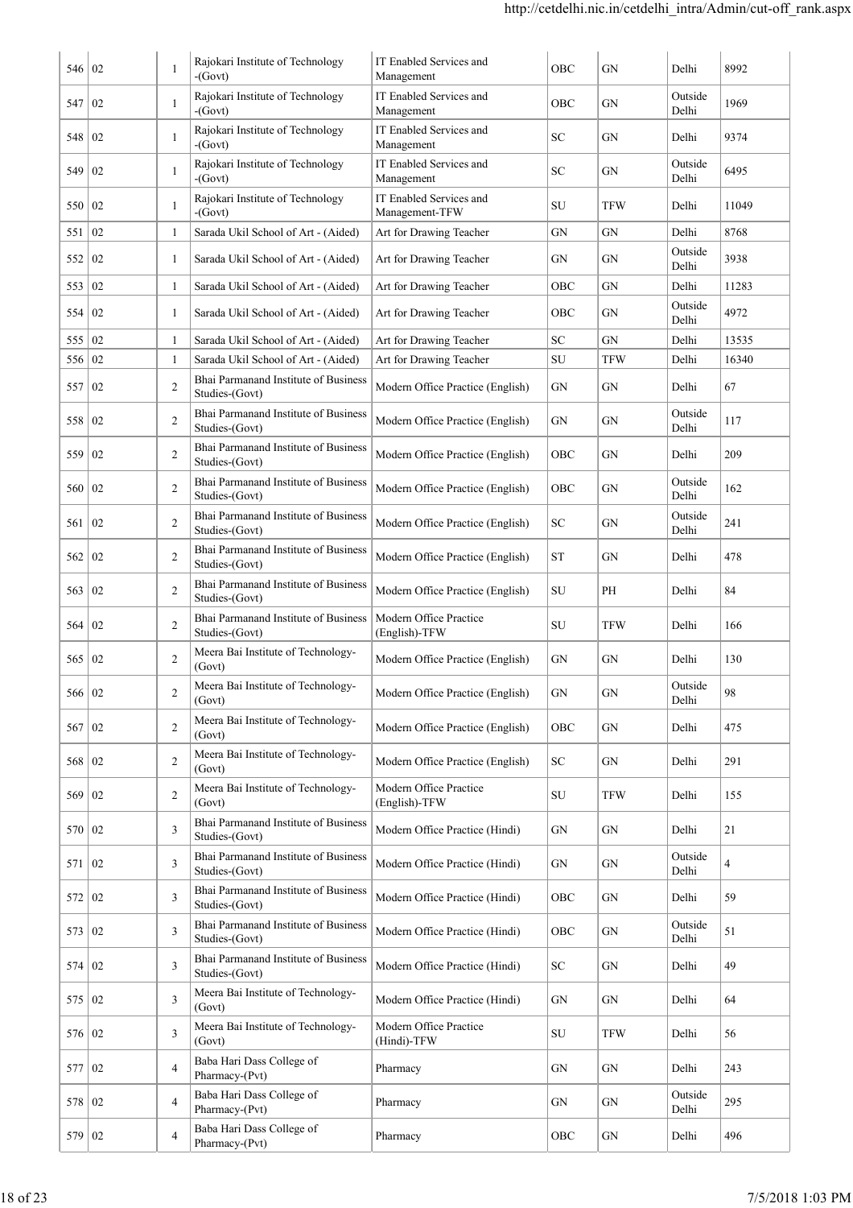| | | | | | | | | |
|---|---|---|---|---|---|---|---|---|
| 546 | 02 | 1 | Rajokari Institute of Technology -(Govt) | IT Enabled Services and Management | OBC | GN | Delhi | 8992 |
| 547 | 02 | 1 | Rajokari Institute of Technology -(Govt) | IT Enabled Services and Management | OBC | GN | Outside Delhi | 1969 |
| 548 | 02 | 1 | Rajokari Institute of Technology -(Govt) | IT Enabled Services and Management | SC | GN | Delhi | 9374 |
| 549 | 02 | 1 | Rajokari Institute of Technology -(Govt) | IT Enabled Services and Management | SC | GN | Outside Delhi | 6495 |
| 550 | 02 | 1 | Rajokari Institute of Technology -(Govt) | IT Enabled Services and Management-TFW | SU | TFW | Delhi | 11049 |
| 551 | 02 | 1 | Sarada Ukil School of Art - (Aided) | Art for Drawing Teacher | GN | GN | Delhi | 8768 |
| 552 | 02 | 1 | Sarada Ukil School of Art - (Aided) | Art for Drawing Teacher | GN | GN | Outside Delhi | 3938 |
| 553 | 02 | 1 | Sarada Ukil School of Art - (Aided) | Art for Drawing Teacher | OBC | GN | Delhi | 11283 |
| 554 | 02 | 1 | Sarada Ukil School of Art - (Aided) | Art for Drawing Teacher | OBC | GN | Outside Delhi | 4972 |
| 555 | 02 | 1 | Sarada Ukil School of Art - (Aided) | Art for Drawing Teacher | SC | GN | Delhi | 13535 |
| 556 | 02 | 1 | Sarada Ukil School of Art - (Aided) | Art for Drawing Teacher | SU | TFW | Delhi | 16340 |
| 557 | 02 | 2 | Bhai Parmanand Institute of Business Studies-(Govt) | Modern Office Practice (English) | GN | GN | Delhi | 67 |
| 558 | 02 | 2 | Bhai Parmanand Institute of Business Studies-(Govt) | Modern Office Practice (English) | GN | GN | Outside Delhi | 117 |
| 559 | 02 | 2 | Bhai Parmanand Institute of Business Studies-(Govt) | Modern Office Practice (English) | OBC | GN | Delhi | 209 |
| 560 | 02 | 2 | Bhai Parmanand Institute of Business Studies-(Govt) | Modern Office Practice (English) | OBC | GN | Outside Delhi | 162 |
| 561 | 02 | 2 | Bhai Parmanand Institute of Business Studies-(Govt) | Modern Office Practice (English) | SC | GN | Outside Delhi | 241 |
| 562 | 02 | 2 | Bhai Parmanand Institute of Business Studies-(Govt) | Modern Office Practice (English) | ST | GN | Delhi | 478 |
| 563 | 02 | 2 | Bhai Parmanand Institute of Business Studies-(Govt) | Modern Office Practice (English) | SU | PH | Delhi | 84 |
| 564 | 02 | 2 | Bhai Parmanand Institute of Business Studies-(Govt) | Modern Office Practice (English)-TFW | SU | TFW | Delhi | 166 |
| 565 | 02 | 2 | Meera Bai Institute of Technology-(Govt) | Modern Office Practice (English) | GN | GN | Delhi | 130 |
| 566 | 02 | 2 | Meera Bai Institute of Technology-(Govt) | Modern Office Practice (English) | GN | GN | Outside Delhi | 98 |
| 567 | 02 | 2 | Meera Bai Institute of Technology-(Govt) | Modern Office Practice (English) | OBC | GN | Delhi | 475 |
| 568 | 02 | 2 | Meera Bai Institute of Technology-(Govt) | Modern Office Practice (English) | SC | GN | Delhi | 291 |
| 569 | 02 | 2 | Meera Bai Institute of Technology-(Govt) | Modern Office Practice (English)-TFW | SU | TFW | Delhi | 155 |
| 570 | 02 | 3 | Bhai Parmanand Institute of Business Studies-(Govt) | Modern Office Practice (Hindi) | GN | GN | Delhi | 21 |
| 571 | 02 | 3 | Bhai Parmanand Institute of Business Studies-(Govt) | Modern Office Practice (Hindi) | GN | GN | Outside Delhi | 4 |
| 572 | 02 | 3 | Bhai Parmanand Institute of Business Studies-(Govt) | Modern Office Practice (Hindi) | OBC | GN | Delhi | 59 |
| 573 | 02 | 3 | Bhai Parmanand Institute of Business Studies-(Govt) | Modern Office Practice (Hindi) | OBC | GN | Outside Delhi | 51 |
| 574 | 02 | 3 | Bhai Parmanand Institute of Business Studies-(Govt) | Modern Office Practice (Hindi) | SC | GN | Delhi | 49 |
| 575 | 02 | 3 | Meera Bai Institute of Technology-(Govt) | Modern Office Practice (Hindi) | GN | GN | Delhi | 64 |
| 576 | 02 | 3 | Meera Bai Institute of Technology-(Govt) | Modern Office Practice (Hindi)-TFW | SU | TFW | Delhi | 56 |
| 577 | 02 | 4 | Baba Hari Dass College of Pharmacy-(Pvt) | Pharmacy | GN | GN | Delhi | 243 |
| 578 | 02 | 4 | Baba Hari Dass College of Pharmacy-(Pvt) | Pharmacy | GN | GN | Outside Delhi | 295 |
| 579 | 02 | 4 | Baba Hari Dass College of Pharmacy-(Pvt) | Pharmacy | OBC | GN | Delhi | 496 |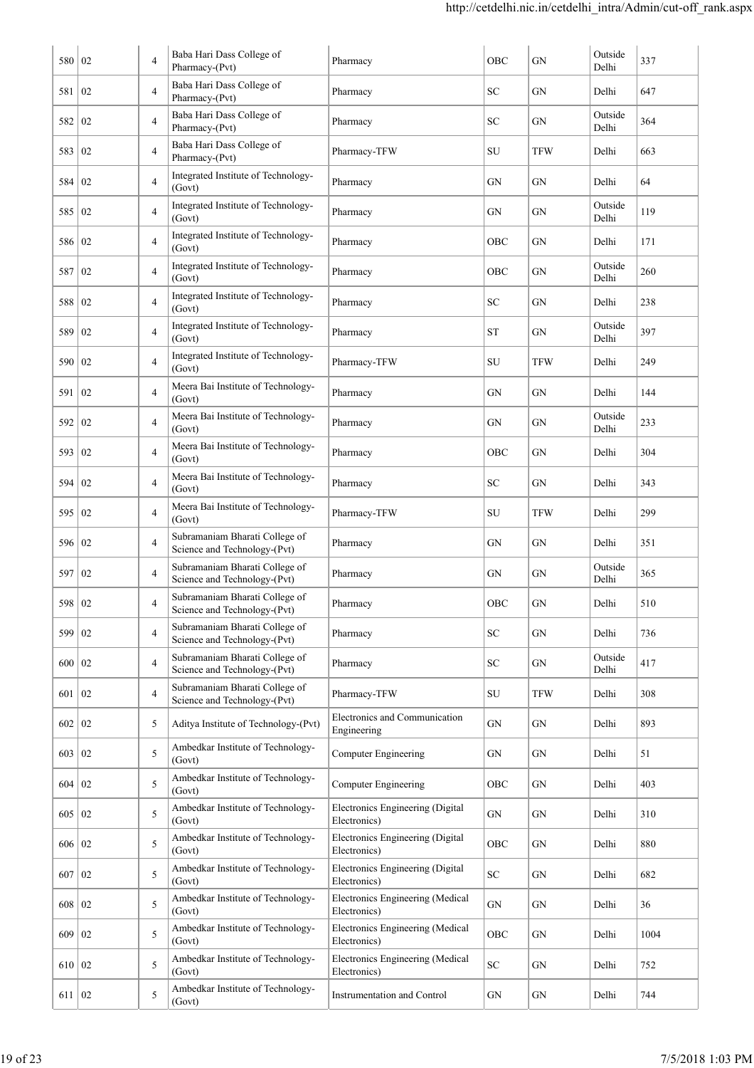| | | | | | | | | |
|---|---|---|---|---|---|---|---|---|
| 580 | 02 | 4 | Baba Hari Dass College of Pharmacy-(Pvt) | Pharmacy | OBC | GN | Outside Delhi | 337 |
| 581 | 02 | 4 | Baba Hari Dass College of Pharmacy-(Pvt) | Pharmacy | SC | GN | Delhi | 647 |
| 582 | 02 | 4 | Baba Hari Dass College of Pharmacy-(Pvt) | Pharmacy | SC | GN | Outside Delhi | 364 |
| 583 | 02 | 4 | Baba Hari Dass College of Pharmacy-(Pvt) | Pharmacy-TFW | SU | TFW | Delhi | 663 |
| 584 | 02 | 4 | Integrated Institute of Technology-(Govt) | Pharmacy | GN | GN | Delhi | 64 |
| 585 | 02 | 4 | Integrated Institute of Technology-(Govt) | Pharmacy | GN | GN | Outside Delhi | 119 |
| 586 | 02 | 4 | Integrated Institute of Technology-(Govt) | Pharmacy | OBC | GN | Delhi | 171 |
| 587 | 02 | 4 | Integrated Institute of Technology-(Govt) | Pharmacy | OBC | GN | Outside Delhi | 260 |
| 588 | 02 | 4 | Integrated Institute of Technology-(Govt) | Pharmacy | SC | GN | Delhi | 238 |
| 589 | 02 | 4 | Integrated Institute of Technology-(Govt) | Pharmacy | ST | GN | Outside Delhi | 397 |
| 590 | 02 | 4 | Integrated Institute of Technology-(Govt) | Pharmacy-TFW | SU | TFW | Delhi | 249 |
| 591 | 02 | 4 | Meera Bai Institute of Technology-(Govt) | Pharmacy | GN | GN | Delhi | 144 |
| 592 | 02 | 4 | Meera Bai Institute of Technology-(Govt) | Pharmacy | GN | GN | Outside Delhi | 233 |
| 593 | 02 | 4 | Meera Bai Institute of Technology-(Govt) | Pharmacy | OBC | GN | Delhi | 304 |
| 594 | 02 | 4 | Meera Bai Institute of Technology-(Govt) | Pharmacy | SC | GN | Delhi | 343 |
| 595 | 02 | 4 | Meera Bai Institute of Technology-(Govt) | Pharmacy-TFW | SU | TFW | Delhi | 299 |
| 596 | 02 | 4 | Subramaniam Bharati College of Science and Technology-(Pvt) | Pharmacy | GN | GN | Delhi | 351 |
| 597 | 02 | 4 | Subramaniam Bharati College of Science and Technology-(Pvt) | Pharmacy | GN | GN | Outside Delhi | 365 |
| 598 | 02 | 4 | Subramaniam Bharati College of Science and Technology-(Pvt) | Pharmacy | OBC | GN | Delhi | 510 |
| 599 | 02 | 4 | Subramaniam Bharati College of Science and Technology-(Pvt) | Pharmacy | SC | GN | Delhi | 736 |
| 600 | 02 | 4 | Subramaniam Bharati College of Science and Technology-(Pvt) | Pharmacy | SC | GN | Outside Delhi | 417 |
| 601 | 02 | 4 | Subramaniam Bharati College of Science and Technology-(Pvt) | Pharmacy-TFW | SU | TFW | Delhi | 308 |
| 602 | 02 | 5 | Aditya Institute of Technology-(Pvt) | Electronics and Communication Engineering | GN | GN | Delhi | 893 |
| 603 | 02 | 5 | Ambedkar Institute of Technology-(Govt) | Computer Engineering | GN | GN | Delhi | 51 |
| 604 | 02 | 5 | Ambedkar Institute of Technology-(Govt) | Computer Engineering | OBC | GN | Delhi | 403 |
| 605 | 02 | 5 | Ambedkar Institute of Technology-(Govt) | Electronics Engineering (Digital Electronics) | GN | GN | Delhi | 310 |
| 606 | 02 | 5 | Ambedkar Institute of Technology-(Govt) | Electronics Engineering (Digital Electronics) | OBC | GN | Delhi | 880 |
| 607 | 02 | 5 | Ambedkar Institute of Technology-(Govt) | Electronics Engineering (Digital Electronics) | SC | GN | Delhi | 682 |
| 608 | 02 | 5 | Ambedkar Institute of Technology-(Govt) | Electronics Engineering (Medical Electronics) | GN | GN | Delhi | 36 |
| 609 | 02 | 5 | Ambedkar Institute of Technology-(Govt) | Electronics Engineering (Medical Electronics) | OBC | GN | Delhi | 1004 |
| 610 | 02 | 5 | Ambedkar Institute of Technology-(Govt) | Electronics Engineering (Medical Electronics) | SC | GN | Delhi | 752 |
| 611 | 02 | 5 | Ambedkar Institute of Technology-(Govt) | Instrumentation and Control | GN | GN | Delhi | 744 |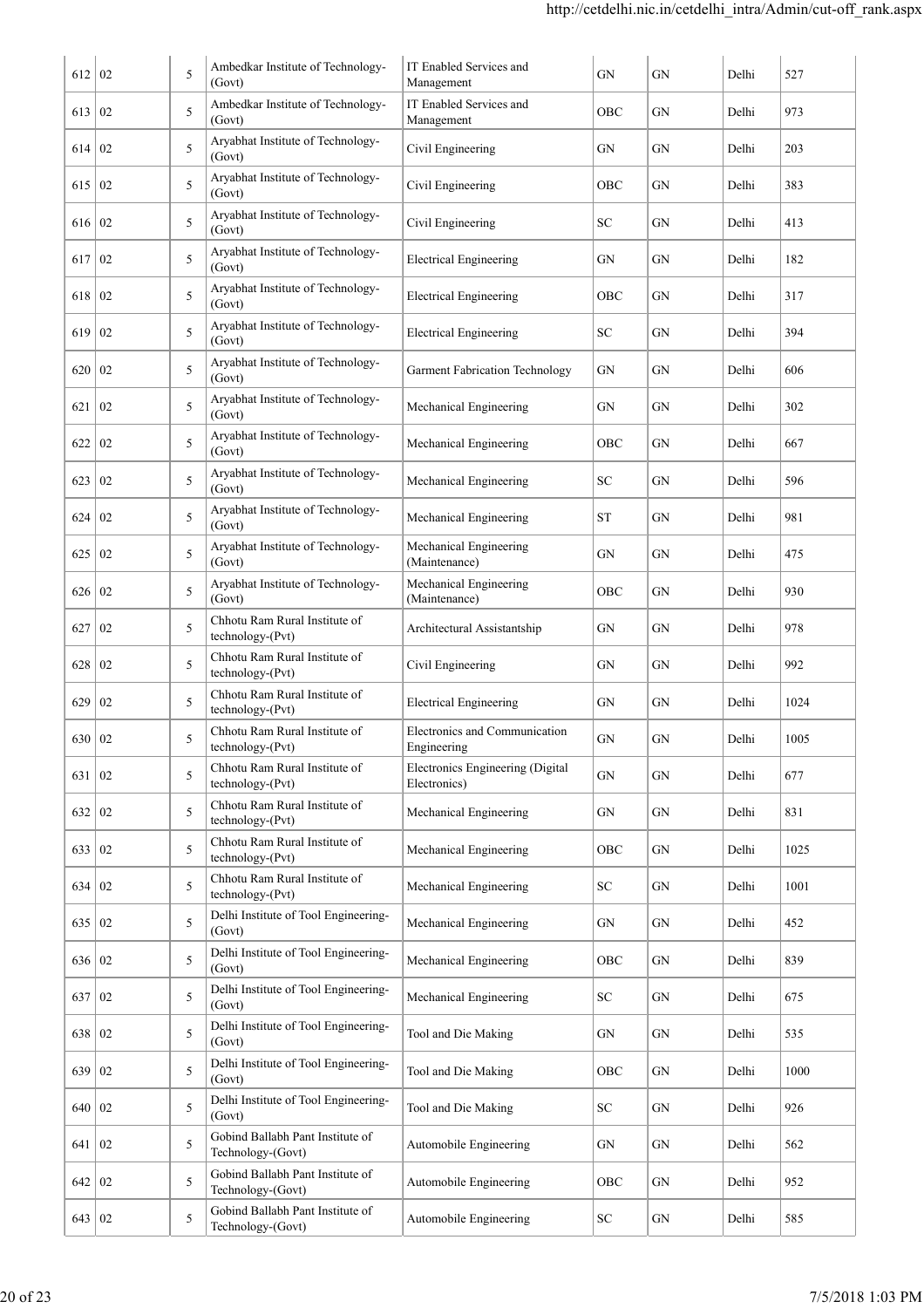| | | | | | | | | |
|---|---|---|---|---|---|---|---|---|
| 612 | 02 | 5 | Ambedkar Institute of Technology-(Govt) | IT Enabled Services and Management | GN | GN | Delhi | 527 |
| 613 | 02 | 5 | Ambedkar Institute of Technology-(Govt) | IT Enabled Services and Management | OBC | GN | Delhi | 973 |
| 614 | 02 | 5 | Aryabhat Institute of Technology-(Govt) | Civil Engineering | GN | GN | Delhi | 203 |
| 615 | 02 | 5 | Aryabhat Institute of Technology-(Govt) | Civil Engineering | OBC | GN | Delhi | 383 |
| 616 | 02 | 5 | Aryabhat Institute of Technology-(Govt) | Civil Engineering | SC | GN | Delhi | 413 |
| 617 | 02 | 5 | Aryabhat Institute of Technology-(Govt) | Electrical Engineering | GN | GN | Delhi | 182 |
| 618 | 02 | 5 | Aryabhat Institute of Technology-(Govt) | Electrical Engineering | OBC | GN | Delhi | 317 |
| 619 | 02 | 5 | Aryabhat Institute of Technology-(Govt) | Electrical Engineering | SC | GN | Delhi | 394 |
| 620 | 02 | 5 | Aryabhat Institute of Technology-(Govt) | Garment Fabrication Technology | GN | GN | Delhi | 606 |
| 621 | 02 | 5 | Aryabhat Institute of Technology-(Govt) | Mechanical Engineering | GN | GN | Delhi | 302 |
| 622 | 02 | 5 | Aryabhat Institute of Technology-(Govt) | Mechanical Engineering | OBC | GN | Delhi | 667 |
| 623 | 02 | 5 | Aryabhat Institute of Technology-(Govt) | Mechanical Engineering | SC | GN | Delhi | 596 |
| 624 | 02 | 5 | Aryabhat Institute of Technology-(Govt) | Mechanical Engineering | ST | GN | Delhi | 981 |
| 625 | 02 | 5 | Aryabhat Institute of Technology-(Govt) | Mechanical Engineering (Maintenance) | GN | GN | Delhi | 475 |
| 626 | 02 | 5 | Aryabhat Institute of Technology-(Govt) | Mechanical Engineering (Maintenance) | OBC | GN | Delhi | 930 |
| 627 | 02 | 5 | Chhotu Ram Rural Institute of technology-(Pvt) | Architectural Assistantship | GN | GN | Delhi | 978 |
| 628 | 02 | 5 | Chhotu Ram Rural Institute of technology-(Pvt) | Civil Engineering | GN | GN | Delhi | 992 |
| 629 | 02 | 5 | Chhotu Ram Rural Institute of technology-(Pvt) | Electrical Engineering | GN | GN | Delhi | 1024 |
| 630 | 02 | 5 | Chhotu Ram Rural Institute of technology-(Pvt) | Electronics and Communication Engineering | GN | GN | Delhi | 1005 |
| 631 | 02 | 5 | Chhotu Ram Rural Institute of technology-(Pvt) | Electronics Engineering (Digital Electronics) | GN | GN | Delhi | 677 |
| 632 | 02 | 5 | Chhotu Ram Rural Institute of technology-(Pvt) | Mechanical Engineering | GN | GN | Delhi | 831 |
| 633 | 02 | 5 | Chhotu Ram Rural Institute of technology-(Pvt) | Mechanical Engineering | OBC | GN | Delhi | 1025 |
| 634 | 02 | 5 | Chhotu Ram Rural Institute of technology-(Pvt) | Mechanical Engineering | SC | GN | Delhi | 1001 |
| 635 | 02 | 5 | Delhi Institute of Tool Engineering-(Govt) | Mechanical Engineering | GN | GN | Delhi | 452 |
| 636 | 02 | 5 | Delhi Institute of Tool Engineering-(Govt) | Mechanical Engineering | OBC | GN | Delhi | 839 |
| 637 | 02 | 5 | Delhi Institute of Tool Engineering-(Govt) | Mechanical Engineering | SC | GN | Delhi | 675 |
| 638 | 02 | 5 | Delhi Institute of Tool Engineering-(Govt) | Tool and Die Making | GN | GN | Delhi | 535 |
| 639 | 02 | 5 | Delhi Institute of Tool Engineering-(Govt) | Tool and Die Making | OBC | GN | Delhi | 1000 |
| 640 | 02 | 5 | Delhi Institute of Tool Engineering-(Govt) | Tool and Die Making | SC | GN | Delhi | 926 |
| 641 | 02 | 5 | Gobind Ballabh Pant Institute of Technology-(Govt) | Automobile Engineering | GN | GN | Delhi | 562 |
| 642 | 02 | 5 | Gobind Ballabh Pant Institute of Technology-(Govt) | Automobile Engineering | OBC | GN | Delhi | 952 |
| 643 | 02 | 5 | Gobind Ballabh Pant Institute of Technology-(Govt) | Automobile Engineering | SC | GN | Delhi | 585 |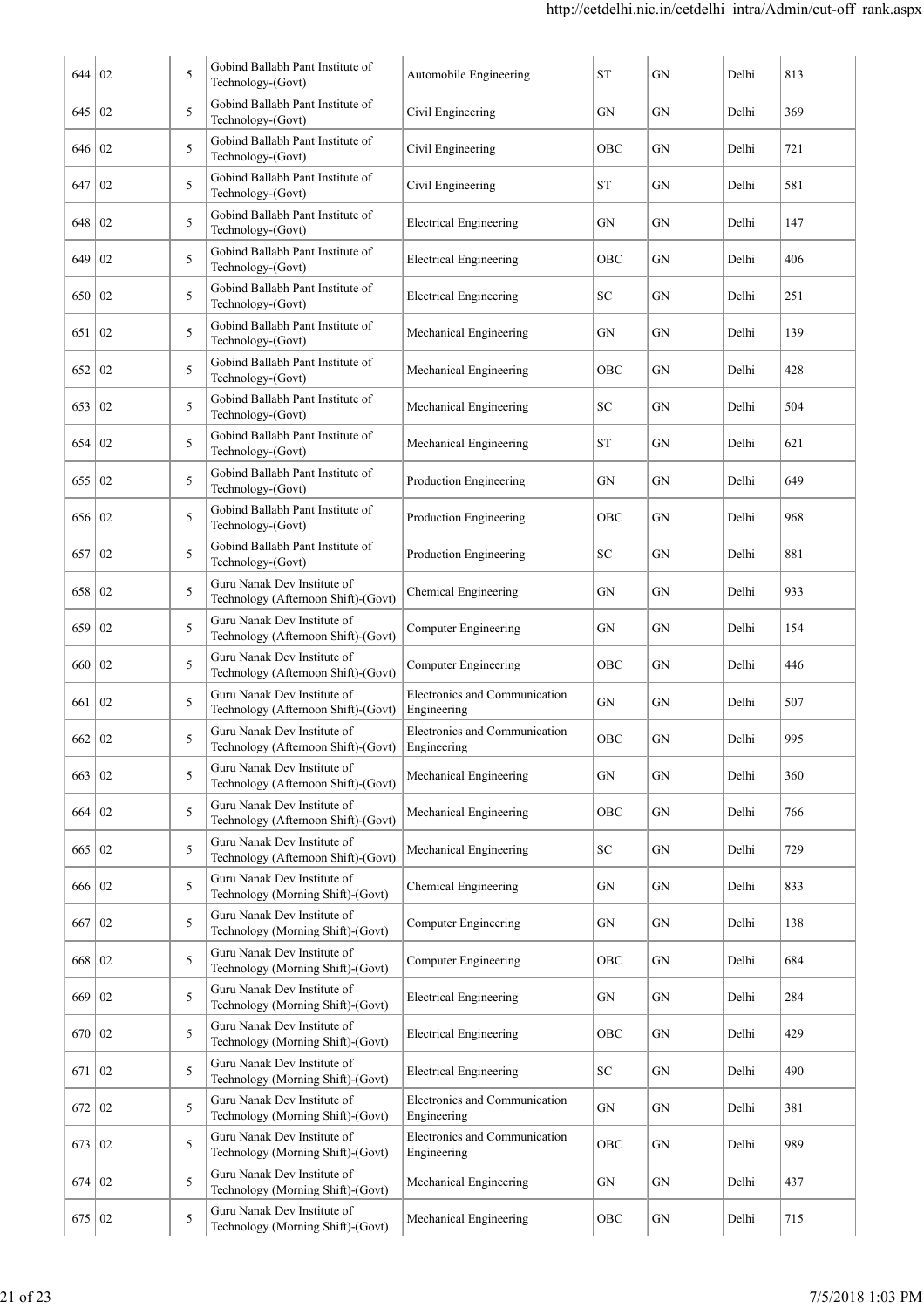| | | | | | | | | |
|---|---|---|---|---|---|---|---|---|
| 644 | 02 | 5 | Gobind Ballabh Pant Institute of Technology-(Govt) | Automobile Engineering | ST | GN | Delhi | 813 |
| 645 | 02 | 5 | Gobind Ballabh Pant Institute of Technology-(Govt) | Civil Engineering | GN | GN | Delhi | 369 |
| 646 | 02 | 5 | Gobind Ballabh Pant Institute of Technology-(Govt) | Civil Engineering | OBC | GN | Delhi | 721 |
| 647 | 02 | 5 | Gobind Ballabh Pant Institute of Technology-(Govt) | Civil Engineering | ST | GN | Delhi | 581 |
| 648 | 02 | 5 | Gobind Ballabh Pant Institute of Technology-(Govt) | Electrical Engineering | GN | GN | Delhi | 147 |
| 649 | 02 | 5 | Gobind Ballabh Pant Institute of Technology-(Govt) | Electrical Engineering | OBC | GN | Delhi | 406 |
| 650 | 02 | 5 | Gobind Ballabh Pant Institute of Technology-(Govt) | Electrical Engineering | SC | GN | Delhi | 251 |
| 651 | 02 | 5 | Gobind Ballabh Pant Institute of Technology-(Govt) | Mechanical Engineering | GN | GN | Delhi | 139 |
| 652 | 02 | 5 | Gobind Ballabh Pant Institute of Technology-(Govt) | Mechanical Engineering | OBC | GN | Delhi | 428 |
| 653 | 02 | 5 | Gobind Ballabh Pant Institute of Technology-(Govt) | Mechanical Engineering | SC | GN | Delhi | 504 |
| 654 | 02 | 5 | Gobind Ballabh Pant Institute of Technology-(Govt) | Mechanical Engineering | ST | GN | Delhi | 621 |
| 655 | 02 | 5 | Gobind Ballabh Pant Institute of Technology-(Govt) | Production Engineering | GN | GN | Delhi | 649 |
| 656 | 02 | 5 | Gobind Ballabh Pant Institute of Technology-(Govt) | Production Engineering | OBC | GN | Delhi | 968 |
| 657 | 02 | 5 | Gobind Ballabh Pant Institute of Technology-(Govt) | Production Engineering | SC | GN | Delhi | 881 |
| 658 | 02 | 5 | Guru Nanak Dev Institute of Technology (Afternoon Shift)-(Govt) | Chemical Engineering | GN | GN | Delhi | 933 |
| 659 | 02 | 5 | Guru Nanak Dev Institute of Technology (Afternoon Shift)-(Govt) | Computer Engineering | GN | GN | Delhi | 154 |
| 660 | 02 | 5 | Guru Nanak Dev Institute of Technology (Afternoon Shift)-(Govt) | Computer Engineering | OBC | GN | Delhi | 446 |
| 661 | 02 | 5 | Guru Nanak Dev Institute of Technology (Afternoon Shift)-(Govt) | Electronics and Communication Engineering | GN | GN | Delhi | 507 |
| 662 | 02 | 5 | Guru Nanak Dev Institute of Technology (Afternoon Shift)-(Govt) | Electronics and Communication Engineering | OBC | GN | Delhi | 995 |
| 663 | 02 | 5 | Guru Nanak Dev Institute of Technology (Afternoon Shift)-(Govt) | Mechanical Engineering | GN | GN | Delhi | 360 |
| 664 | 02 | 5 | Guru Nanak Dev Institute of Technology (Afternoon Shift)-(Govt) | Mechanical Engineering | OBC | GN | Delhi | 766 |
| 665 | 02 | 5 | Guru Nanak Dev Institute of Technology (Afternoon Shift)-(Govt) | Mechanical Engineering | SC | GN | Delhi | 729 |
| 666 | 02 | 5 | Guru Nanak Dev Institute of Technology (Morning Shift)-(Govt) | Chemical Engineering | GN | GN | Delhi | 833 |
| 667 | 02 | 5 | Guru Nanak Dev Institute of Technology (Morning Shift)-(Govt) | Computer Engineering | GN | GN | Delhi | 138 |
| 668 | 02 | 5 | Guru Nanak Dev Institute of Technology (Morning Shift)-(Govt) | Computer Engineering | OBC | GN | Delhi | 684 |
| 669 | 02 | 5 | Guru Nanak Dev Institute of Technology (Morning Shift)-(Govt) | Electrical Engineering | GN | GN | Delhi | 284 |
| 670 | 02 | 5 | Guru Nanak Dev Institute of Technology (Morning Shift)-(Govt) | Electrical Engineering | OBC | GN | Delhi | 429 |
| 671 | 02 | 5 | Guru Nanak Dev Institute of Technology (Morning Shift)-(Govt) | Electrical Engineering | SC | GN | Delhi | 490 |
| 672 | 02 | 5 | Guru Nanak Dev Institute of Technology (Morning Shift)-(Govt) | Electronics and Communication Engineering | GN | GN | Delhi | 381 |
| 673 | 02 | 5 | Guru Nanak Dev Institute of Technology (Morning Shift)-(Govt) | Electronics and Communication Engineering | OBC | GN | Delhi | 989 |
| 674 | 02 | 5 | Guru Nanak Dev Institute of Technology (Morning Shift)-(Govt) | Mechanical Engineering | GN | GN | Delhi | 437 |
| 675 | 02 | 5 | Guru Nanak Dev Institute of Technology (Morning Shift)-(Govt) | Mechanical Engineering | OBC | GN | Delhi | 715 |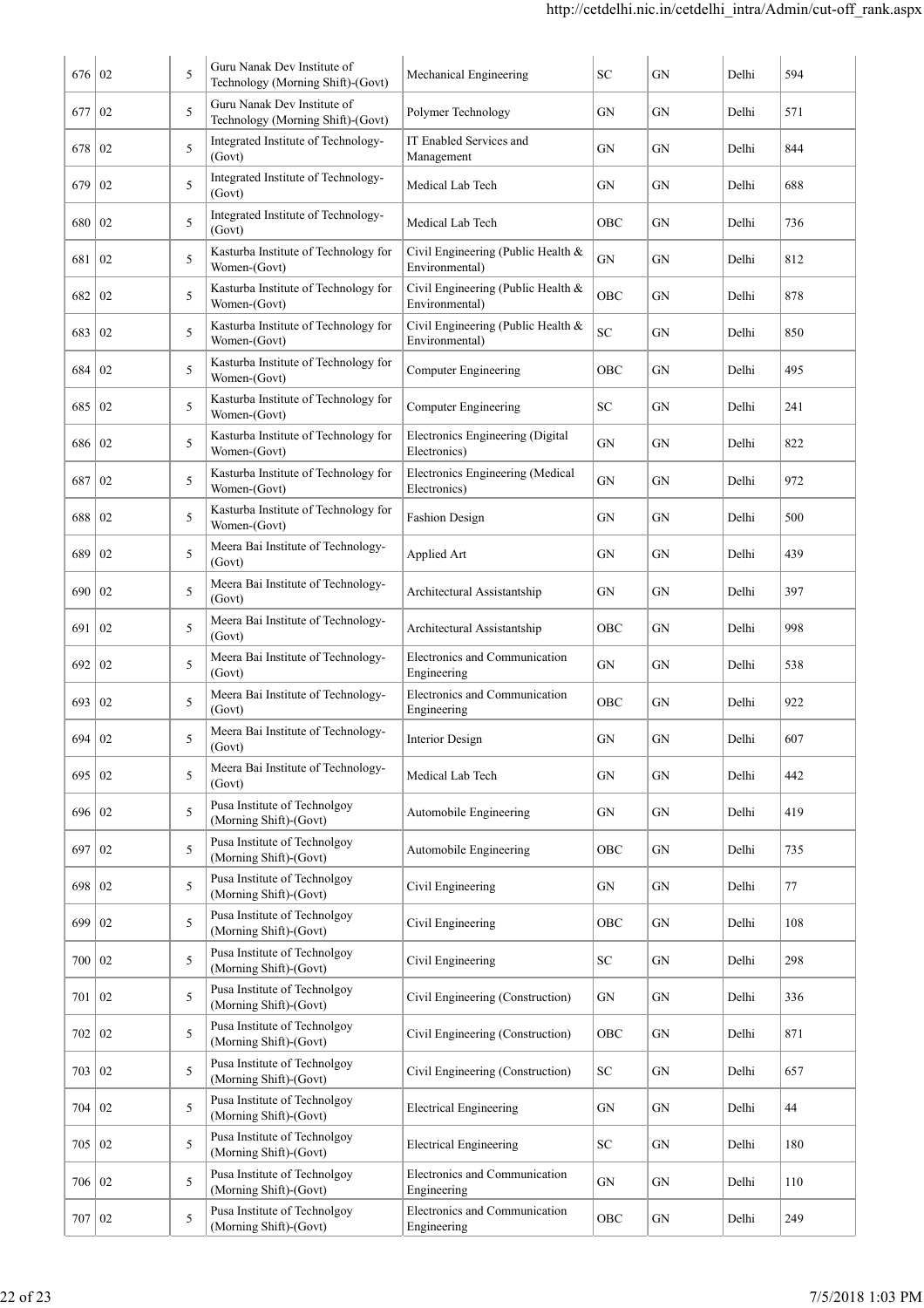| 676 | 02 | 5 | Guru Nanak Dev Institute of Technology (Morning Shift)-(Govt) | Mechanical Engineering | SC | GN | Delhi | 594 |
|---|---|---|---|---|---|---|---|---|
| 677 | 02 | 5 | Guru Nanak Dev Institute of Technology (Morning Shift)-(Govt) | Polymer Technology | GN | GN | Delhi | 571 |
| 678 | 02 | 5 | Integrated Institute of Technology-(Govt) | IT Enabled Services and Management | GN | GN | Delhi | 844 |
| 679 | 02 | 5 | Integrated Institute of Technology-(Govt) | Medical Lab Tech | GN | GN | Delhi | 688 |
| 680 | 02 | 5 | Integrated Institute of Technology-(Govt) | Medical Lab Tech | OBC | GN | Delhi | 736 |
| 681 | 02 | 5 | Kasturba Institute of Technology for Women-(Govt) | Civil Engineering (Public Health & Environmental) | GN | GN | Delhi | 812 |
| 682 | 02 | 5 | Kasturba Institute of Technology for Women-(Govt) | Civil Engineering (Public Health & Environmental) | OBC | GN | Delhi | 878 |
| 683 | 02 | 5 | Kasturba Institute of Technology for Women-(Govt) | Civil Engineering (Public Health & Environmental) | SC | GN | Delhi | 850 |
| 684 | 02 | 5 | Kasturba Institute of Technology for Women-(Govt) | Computer Engineering | OBC | GN | Delhi | 495 |
| 685 | 02 | 5 | Kasturba Institute of Technology for Women-(Govt) | Computer Engineering | SC | GN | Delhi | 241 |
| 686 | 02 | 5 | Kasturba Institute of Technology for Women-(Govt) | Electronics Engineering (Digital Electronics) | GN | GN | Delhi | 822 |
| 687 | 02 | 5 | Kasturba Institute of Technology for Women-(Govt) | Electronics Engineering (Medical Electronics) | GN | GN | Delhi | 972 |
| 688 | 02 | 5 | Kasturba Institute of Technology for Women-(Govt) | Fashion Design | GN | GN | Delhi | 500 |
| 689 | 02 | 5 | Meera Bai Institute of Technology-(Govt) | Applied Art | GN | GN | Delhi | 439 |
| 690 | 02 | 5 | Meera Bai Institute of Technology-(Govt) | Architectural Assistantship | GN | GN | Delhi | 397 |
| 691 | 02 | 5 | Meera Bai Institute of Technology-(Govt) | Architectural Assistantship | OBC | GN | Delhi | 998 |
| 692 | 02 | 5 | Meera Bai Institute of Technology-(Govt) | Electronics and Communication Engineering | GN | GN | Delhi | 538 |
| 693 | 02 | 5 | Meera Bai Institute of Technology-(Govt) | Electronics and Communication Engineering | OBC | GN | Delhi | 922 |
| 694 | 02 | 5 | Meera Bai Institute of Technology-(Govt) | Interior Design | GN | GN | Delhi | 607 |
| 695 | 02 | 5 | Meera Bai Institute of Technology-(Govt) | Medical Lab Tech | GN | GN | Delhi | 442 |
| 696 | 02 | 5 | Pusa Institute of Technolgoy (Morning Shift)-(Govt) | Automobile Engineering | GN | GN | Delhi | 419 |
| 697 | 02 | 5 | Pusa Institute of Technolgoy (Morning Shift)-(Govt) | Automobile Engineering | OBC | GN | Delhi | 735 |
| 698 | 02 | 5 | Pusa Institute of Technolgoy (Morning Shift)-(Govt) | Civil Engineering | GN | GN | Delhi | 77 |
| 699 | 02 | 5 | Pusa Institute of Technolgoy (Morning Shift)-(Govt) | Civil Engineering | OBC | GN | Delhi | 108 |
| 700 | 02 | 5 | Pusa Institute of Technolgoy (Morning Shift)-(Govt) | Civil Engineering | SC | GN | Delhi | 298 |
| 701 | 02 | 5 | Pusa Institute of Technolgoy (Morning Shift)-(Govt) | Civil Engineering (Construction) | GN | GN | Delhi | 336 |
| 702 | 02 | 5 | Pusa Institute of Technolgoy (Morning Shift)-(Govt) | Civil Engineering (Construction) | OBC | GN | Delhi | 871 |
| 703 | 02 | 5 | Pusa Institute of Technolgoy (Morning Shift)-(Govt) | Civil Engineering (Construction) | SC | GN | Delhi | 657 |
| 704 | 02 | 5 | Pusa Institute of Technolgoy (Morning Shift)-(Govt) | Electrical Engineering | GN | GN | Delhi | 44 |
| 705 | 02 | 5 | Pusa Institute of Technolgoy (Morning Shift)-(Govt) | Electrical Engineering | SC | GN | Delhi | 180 |
| 706 | 02 | 5 | Pusa Institute of Technolgoy (Morning Shift)-(Govt) | Electronics and Communication Engineering | GN | GN | Delhi | 110 |
| 707 | 02 | 5 | Pusa Institute of Technolgoy (Morning Shift)-(Govt) | Electronics and Communication Engineering | OBC | GN | Delhi | 249 |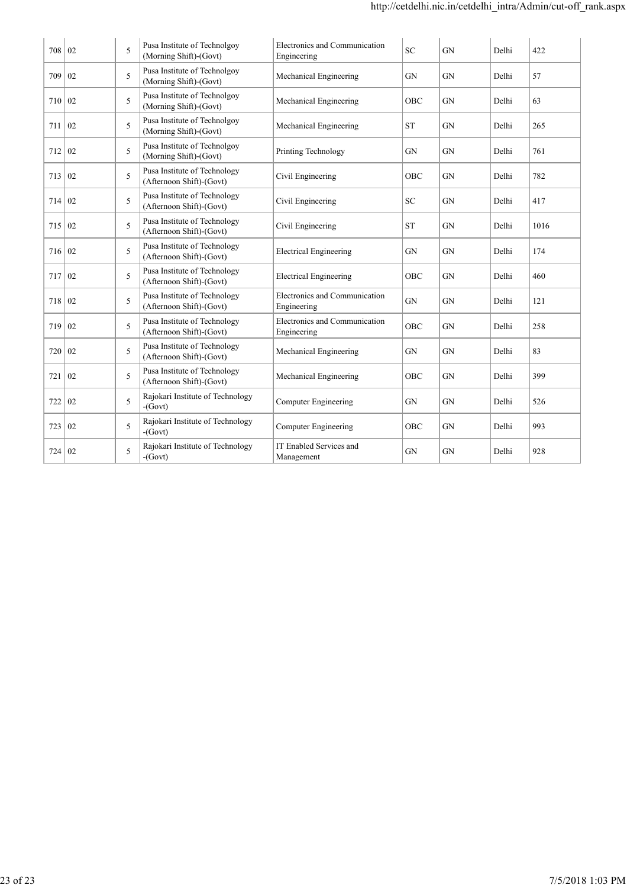| | | | | | | | | |
|---|---|---|---|---|---|---|---|---|
| 708 | 02 | 5 | Pusa Institute of Technolgoy (Morning Shift)-(Govt) | Electronics and Communication Engineering | SC | GN | Delhi | 422 |
| 709 | 02 | 5 | Pusa Institute of Technolgoy (Morning Shift)-(Govt) | Mechanical Engineering | GN | GN | Delhi | 57 |
| 710 | 02 | 5 | Pusa Institute of Technolgoy (Morning Shift)-(Govt) | Mechanical Engineering | OBC | GN | Delhi | 63 |
| 711 | 02 | 5 | Pusa Institute of Technolgoy (Morning Shift)-(Govt) | Mechanical Engineering | ST | GN | Delhi | 265 |
| 712 | 02 | 5 | Pusa Institute of Technolgoy (Morning Shift)-(Govt) | Printing Technology | GN | GN | Delhi | 761 |
| 713 | 02 | 5 | Pusa Institute of Technology (Afternoon Shift)-(Govt) | Civil Engineering | OBC | GN | Delhi | 782 |
| 714 | 02 | 5 | Pusa Institute of Technology (Afternoon Shift)-(Govt) | Civil Engineering | SC | GN | Delhi | 417 |
| 715 | 02 | 5 | Pusa Institute of Technology (Afternoon Shift)-(Govt) | Civil Engineering | ST | GN | Delhi | 1016 |
| 716 | 02 | 5 | Pusa Institute of Technology (Afternoon Shift)-(Govt) | Electrical Engineering | GN | GN | Delhi | 174 |
| 717 | 02 | 5 | Pusa Institute of Technology (Afternoon Shift)-(Govt) | Electrical Engineering | OBC | GN | Delhi | 460 |
| 718 | 02 | 5 | Pusa Institute of Technology (Afternoon Shift)-(Govt) | Electronics and Communication Engineering | GN | GN | Delhi | 121 |
| 719 | 02 | 5 | Pusa Institute of Technology (Afternoon Shift)-(Govt) | Electronics and Communication Engineering | OBC | GN | Delhi | 258 |
| 720 | 02 | 5 | Pusa Institute of Technology (Afternoon Shift)-(Govt) | Mechanical Engineering | GN | GN | Delhi | 83 |
| 721 | 02 | 5 | Pusa Institute of Technology (Afternoon Shift)-(Govt) | Mechanical Engineering | OBC | GN | Delhi | 399 |
| 722 | 02 | 5 | Rajokari Institute of Technology -(Govt) | Computer Engineering | GN | GN | Delhi | 526 |
| 723 | 02 | 5 | Rajokari Institute of Technology -(Govt) | Computer Engineering | OBC | GN | Delhi | 993 |
| 724 | 02 | 5 | Rajokari Institute of Technology -(Govt) | IT Enabled Services and Management | GN | GN | Delhi | 928 |